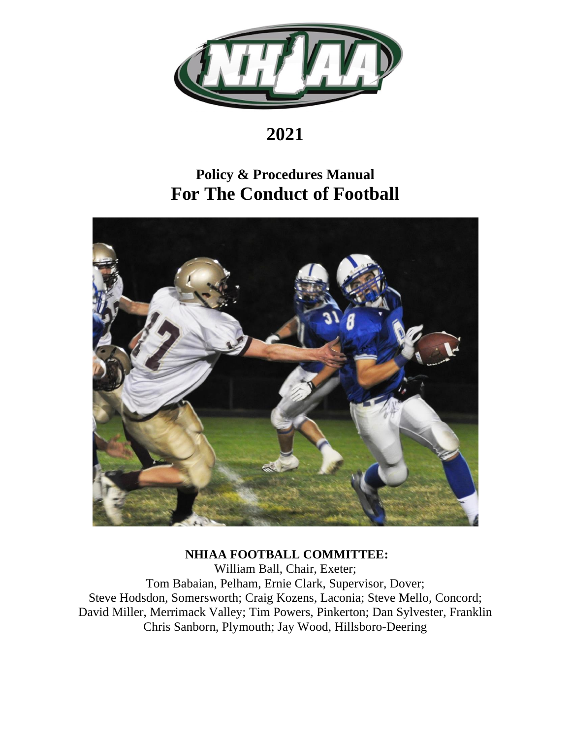# 2021

## Policy & Procedures Manual
## For The Conduct of Football

**NHIAA FOOTBALL COMMITTEE:**

William Ball, Chair, Exeter;
Tom Babaian, Pelham, Ernie Clark, Supervisor, Dover;
Steve Hodsdon, Somersworth; Craig Kozens, Laconia; Steve Mello, Concord;
David Miller, Merrimack Valley; Tim Powers, Pinkerton; Dan Sylvester, Franklin
Chris Sanborn, Plymouth; Jay Wood, Hillsboro-Deering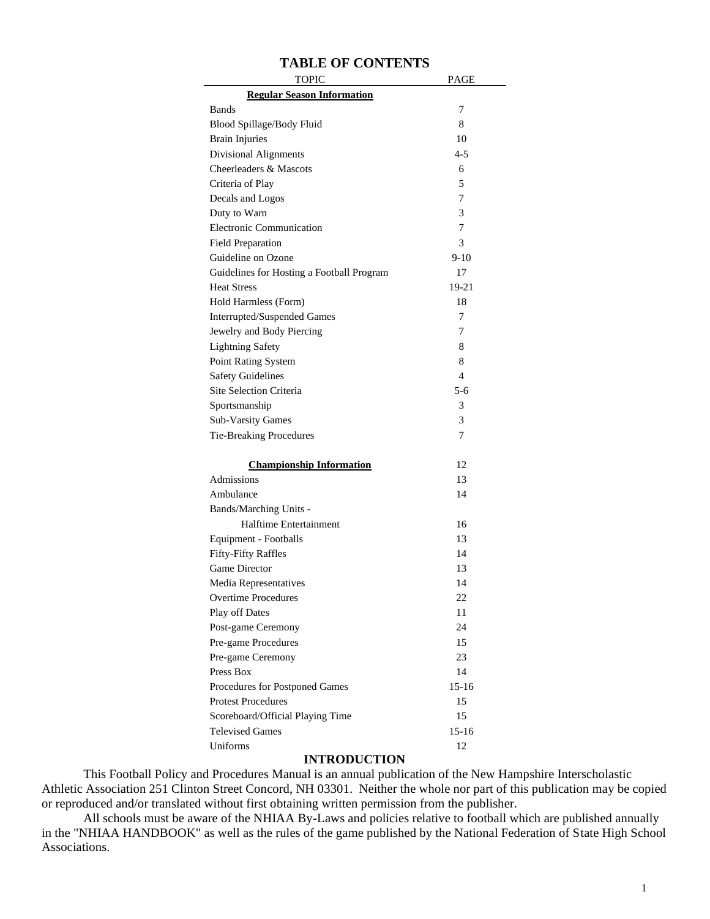# TABLE OF CONTENTS

| TOPIC | PAGE |
|---|---|
| **Regular Season Information** | |
| Bands | 7 |
| Blood Spillage/Body Fluid | 8 |
| Brain Injuries | 10 |
| Divisional Alignments | 4-5 |
| Cheerleaders & Mascots | 6 |
| Criteria of Play | 5 |
| Decals and Logos | 7 |
| Duty to Warn | 3 |
| Electronic Communication | 7 |
| Field Preparation | 3 |
| Guideline on Ozone | 9-10 |
| Guidelines for Hosting a Football Program | 17 |
| Heat Stress | 19-21 |
| Hold Harmless (Form) | 18 |
| Interrupted/Suspended Games | 7 |
| Jewelry and Body Piercing | 7 |
| Lightning Safety | 8 |
| Point Rating System | 8 |
| Safety Guidelines | 4 |
| Site Selection Criteria | 5-6 |
| Sportsmanship | 3 |
| Sub-Varsity Games | 3 |
| Tie-Breaking Procedures | 7 |
| | |
| **Championship Information** | 12 |
| Admissions | 13 |
| Ambulance | 14 |
| Bands/Marching Units - Halftime Entertainment | 16 |
| Equipment - Footballs | 13 |
| Fifty-Fifty Raffles | 14 |
| Game Director | 13 |
| Media Representatives | 14 |
| Overtime Procedures | 22 |
| Play off Dates | 11 |
| Post-game Ceremony | 24 |
| Pre-game Procedures | 15 |
| Pre-game Ceremony | 23 |
| Press Box | 14 |
| Procedures for Postponed Games | 15-16 |
| Protest Procedures | 15 |
| Scoreboard/Official Playing Time | 15 |
| Televised Games | 15-16 |
| Uniforms | 12 |

## INTRODUCTION

This Football Policy and Procedures Manual is an annual publication of the New Hampshire Interscholastic Athletic Association 251 Clinton Street Concord, NH 03301. Neither the whole nor part of this publication may be copied or reproduced and/or translated without first obtaining written permission from the publisher.

All schools must be aware of the NHIAA By-Laws and policies relative to football which are published annually in the "NHIAA HANDBOOK" as well as the rules of the game published by the National Federation of State High School Associations.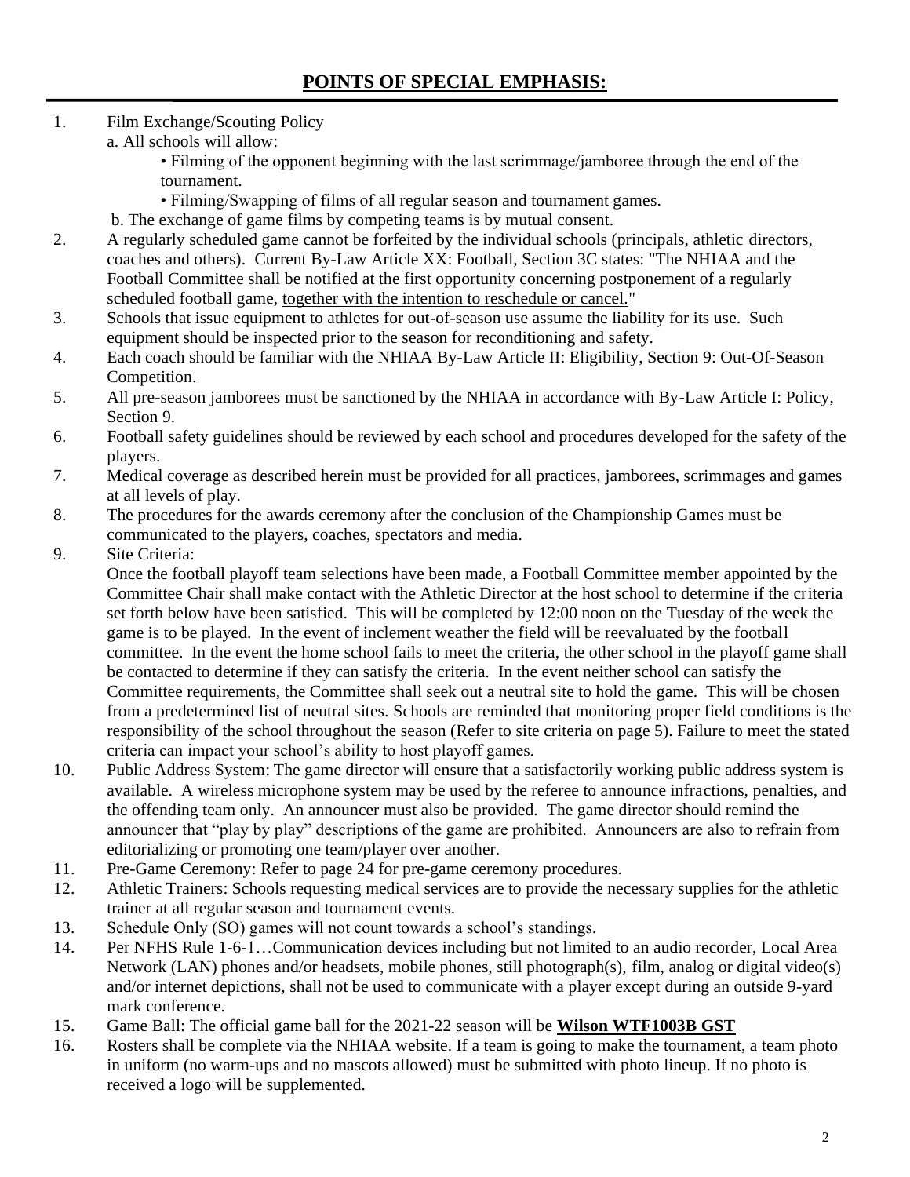## POINTS OF SPECIAL EMPHASIS:

1. Film Exchange/Scouting Policy
   a. All schools will allow:
      - Filming of the opponent beginning with the last scrimmage/jamboree through the end of the tournament.
      - Filming/Swapping of films of all regular season and tournament games.

   b. The exchange of game films by competing teams is by mutual consent.
2. A regularly scheduled game cannot be forfeited by the individual schools (principals, athletic directors, coaches and others). Current By-Law Article XX: Football, Section 3C states: "The NHIAA and the Football Committee shall be notified at the first opportunity concerning postponement of a regularly scheduled football game, <u>together with the intention to reschedule or cancel.</u>"
3. Schools that issue equipment to athletes for out-of-season use assume the liability for its use. Such equipment should be inspected prior to the season for reconditioning and safety.
4. Each coach should be familiar with the NHIAA By-Law Article II: Eligibility, Section 9: Out-Of-Season Competition.
5. All pre-season jamborees must be sanctioned by the NHIAA in accordance with By-Law Article I: Policy, Section 9.
6. Football safety guidelines should be reviewed by each school and procedures developed for the safety of the players.
7. Medical coverage as described herein must be provided for all practices, jamborees, scrimmages and games at all levels of play.
8. The procedures for the awards ceremony after the conclusion of the Championship Games must be communicated to the players, coaches, spectators and media.
9. Site Criteria:
   Once the football playoff team selections have been made, a Football Committee member appointed by the Committee Chair shall make contact with the Athletic Director at the host school to determine if the criteria set forth below have been satisfied. This will be completed by 12:00 noon on the Tuesday of the week the game is to be played. In the event of inclement weather the field will be reevaluated by the football committee. In the event the home school fails to meet the criteria, the other school in the playoff game shall be contacted to determine if they can satisfy the criteria. In the event neither school can satisfy the Committee requirements, the Committee shall seek out a neutral site to hold the game. This will be chosen from a predetermined list of neutral sites. Schools are reminded that monitoring proper field conditions is the responsibility of the school throughout the season (Refer to site criteria on page 5). Failure to meet the stated criteria can impact your school's ability to host playoff games.
10. Public Address System: The game director will ensure that a satisfactorily working public address system is available. A wireless microphone system may be used by the referee to announce infractions, penalties, and the offending team only. An announcer must also be provided. The game director should remind the announcer that "play by play" descriptions of the game are prohibited. Announcers are also to refrain from editorializing or promoting one team/player over another.
11. Pre-Game Ceremony: Refer to page 24 for pre-game ceremony procedures.
12. Athletic Trainers: Schools requesting medical services are to provide the necessary supplies for the athletic trainer at all regular season and tournament events.
13. Schedule Only (SO) games will not count towards a school's standings.
14. Per NFHS Rule 1-6-1…Communication devices including but not limited to an audio recorder, Local Area Network (LAN) phones and/or headsets, mobile phones, still photograph(s), film, analog or digital video(s) and/or internet depictions, shall not be used to communicate with a player except during an outside 9-yard mark conference.
15. Game Ball: The official game ball for the 2021-22 season will be **<u>Wilson WTF1003B GST</u>**
16. Rosters shall be complete via the NHIAA website. If a team is going to make the tournament, a team photo in uniform (no warm-ups and no mascots allowed) must be submitted with photo lineup. If no photo is received a logo will be supplemented.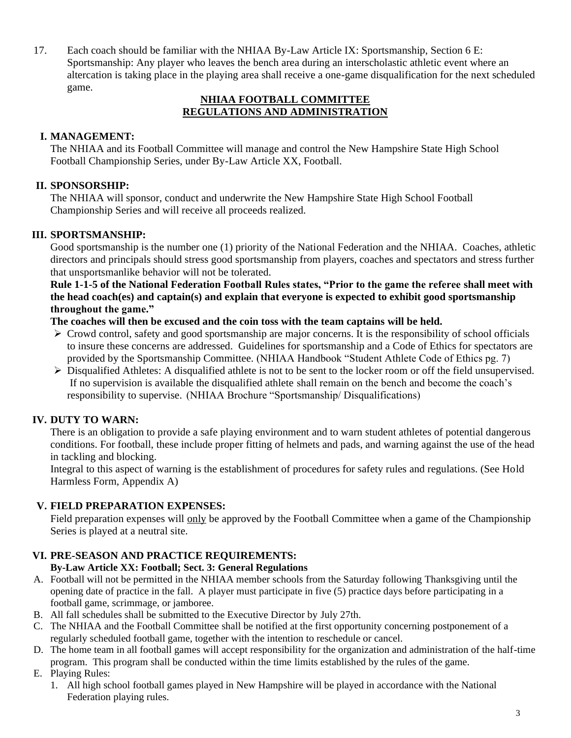17. Each coach should be familiar with the NHIAA By-Law Article IX: Sportsmanship, Section 6 E: Sportsmanship: Any player who leaves the bench area during an interscholastic athletic event where an altercation is taking place in the playing area shall receive a one-game disqualification for the next scheduled game.

## NHIAA FOOTBALL COMMITTEE REGULATIONS AND ADMINISTRATION

### I. MANAGEMENT:

The NHIAA and its Football Committee will manage and control the New Hampshire State High School Football Championship Series, under By-Law Article XX, Football.

### II. SPONSORSHIP:

The NHIAA will sponsor, conduct and underwrite the New Hampshire State High School Football Championship Series and will receive all proceeds realized.

### III. SPORTSMANSHIP:

Good sportsmanship is the number one (1) priority of the National Federation and the NHIAA. Coaches, athletic directors and principals should stress good sportsmanship from players, coaches and spectators and stress further that unsportsmanlike behavior will not be tolerated.

**Rule 1-1-5 of the National Federation Football Rules states, "Prior to the game the referee shall meet with the head coach(es) and captain(s) and explain that everyone is expected to exhibit good sportsmanship throughout the game."**

**The coaches will then be excused and the coin toss with the team captains will be held.**

- Crowd control, safety and good sportsmanship are major concerns. It is the responsibility of school officials to insure these concerns are addressed. Guidelines for sportsmanship and a Code of Ethics for spectators are provided by the Sportsmanship Committee. (NHIAA Handbook "Student Athlete Code of Ethics pg. 7)
- Disqualified Athletes: A disqualified athlete is not to be sent to the locker room or off the field unsupervised. If no supervision is available the disqualified athlete shall remain on the bench and become the coach's responsibility to supervise. (NHIAA Brochure "Sportsmanship/ Disqualifications)

### IV. DUTY TO WARN:

There is an obligation to provide a safe playing environment and to warn student athletes of potential dangerous conditions. For football, these include proper fitting of helmets and pads, and warning against the use of the head in tackling and blocking.

Integral to this aspect of warning is the establishment of procedures for safety rules and regulations. (See Hold Harmless Form, Appendix A)

### V. FIELD PREPARATION EXPENSES:

Field preparation expenses will only be approved by the Football Committee when a game of the Championship Series is played at a neutral site.

### VI. PRE-SEASON AND PRACTICE REQUIREMENTS:

**By-Law Article XX: Football; Sect. 3: General Regulations**

A. Football will not be permitted in the NHIAA member schools from the Saturday following Thanksgiving until the opening date of practice in the fall. A player must participate in five (5) practice days before participating in a football game, scrimmage, or jamboree.
B. All fall schedules shall be submitted to the Executive Director by July 27th.
C. The NHIAA and the Football Committee shall be notified at the first opportunity concerning postponement of a regularly scheduled football game, together with the intention to reschedule or cancel.
D. The home team in all football games will accept responsibility for the organization and administration of the half-time program. This program shall be conducted within the time limits established by the rules of the game.
E. Playing Rules:
   1. All high school football games played in New Hampshire will be played in accordance with the National Federation playing rules.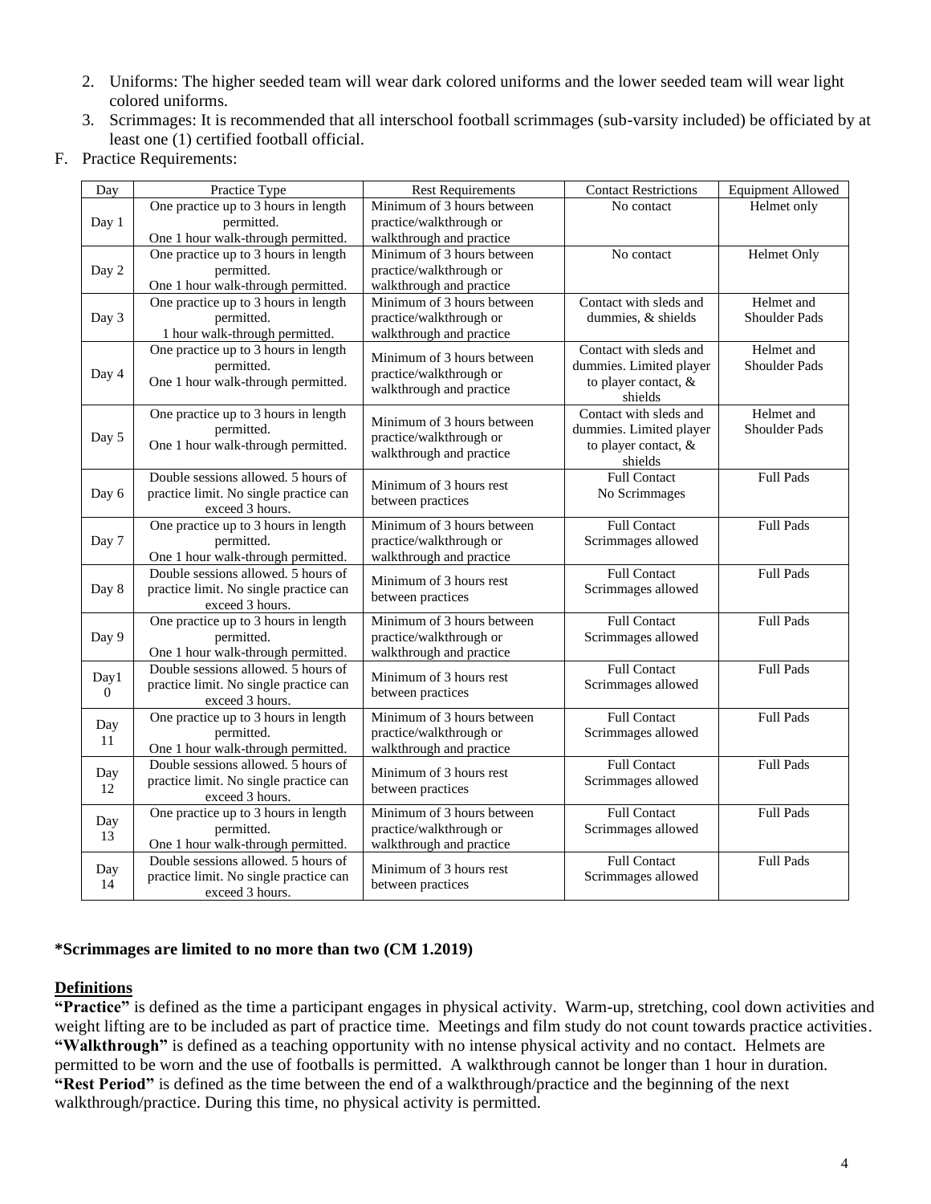2. Uniforms: The higher seeded team will wear dark colored uniforms and the lower seeded team will wear light colored uniforms.
3. Scrimmages: It is recommended that all interschool football scrimmages (sub-varsity included) be officiated by at least one (1) certified football official.

F. Practice Requirements:

| Day | Practice Type | Rest Requirements | Contact Restrictions | Equipment Allowed |
|---|---|---|---|---|
| Day 1 | One practice up to 3 hours in length permitted. One 1 hour walk-through permitted. | Minimum of 3 hours between practice/walkthrough or walkthrough and practice | No contact | Helmet only |
| Day 2 | One practice up to 3 hours in length permitted. One 1 hour walk-through permitted. | Minimum of 3 hours between practice/walkthrough or walkthrough and practice | No contact | Helmet Only |
| Day 3 | One practice up to 3 hours in length permitted. 1 hour walk-through permitted. | Minimum of 3 hours between practice/walkthrough or walkthrough and practice | Contact with sleds and dummies, & shields | Helmet and Shoulder Pads |
| Day 4 | One practice up to 3 hours in length permitted. One 1 hour walk-through permitted. | Minimum of 3 hours between practice/walkthrough or walkthrough and practice | Contact with sleds and dummies. Limited player to player contact, & shields | Helmet and Shoulder Pads |
| Day 5 | One practice up to 3 hours in length permitted. One 1 hour walk-through permitted. | Minimum of 3 hours between practice/walkthrough or walkthrough and practice | Contact with sleds and dummies. Limited player to player contact, & shields | Helmet and Shoulder Pads |
| Day 6 | Double sessions allowed. 5 hours of practice limit. No single practice can exceed 3 hours. | Minimum of 3 hours rest between practices | Full Contact No Scrimmages | Full Pads |
| Day 7 | One practice up to 3 hours in length permitted. One 1 hour walk-through permitted. | Minimum of 3 hours between practice/walkthrough or walkthrough and practice | Full Contact Scrimmages allowed | Full Pads |
| Day 8 | Double sessions allowed. 5 hours of practice limit. No single practice can exceed 3 hours. | Minimum of 3 hours rest between practices | Full Contact Scrimmages allowed | Full Pads |
| Day 9 | One practice up to 3 hours in length permitted. One 1 hour walk-through permitted. | Minimum of 3 hours between practice/walkthrough or walkthrough and practice | Full Contact Scrimmages allowed | Full Pads |
| Day10 | Double sessions allowed. 5 hours of practice limit. No single practice can exceed 3 hours. | Minimum of 3 hours rest between practices | Full Contact Scrimmages allowed | Full Pads |
| Day 11 | One practice up to 3 hours in length permitted. One 1 hour walk-through permitted. | Minimum of 3 hours between practice/walkthrough or walkthrough and practice | Full Contact Scrimmages allowed | Full Pads |
| Day 12 | Double sessions allowed. 5 hours of practice limit. No single practice can exceed 3 hours. | Minimum of 3 hours rest between practices | Full Contact Scrimmages allowed | Full Pads |
| Day 13 | One practice up to 3 hours in length permitted. One 1 hour walk-through permitted. | Minimum of 3 hours between practice/walkthrough or walkthrough and practice | Full Contact Scrimmages allowed | Full Pads |
| Day 14 | Double sessions allowed. 5 hours of practice limit. No single practice can exceed 3 hours. | Minimum of 3 hours rest between practices | Full Contact Scrimmages allowed | Full Pads |

**\*Scrimmages are limited to no more than two (CM 1.2019)**

**Definitions**

**"Practice"** is defined as the time a participant engages in physical activity. Warm-up, stretching, cool down activities and weight lifting are to be included as part of practice time. Meetings and film study do not count towards practice activities.
**"Walkthrough"** is defined as a teaching opportunity with no intense physical activity and no contact. Helmets are permitted to be worn and the use of footballs is permitted. A walkthrough cannot be longer than 1 hour in duration.
**"Rest Period"** is defined as the time between the end of a walkthrough/practice and the beginning of the next walkthrough/practice. During this time, no physical activity is permitted.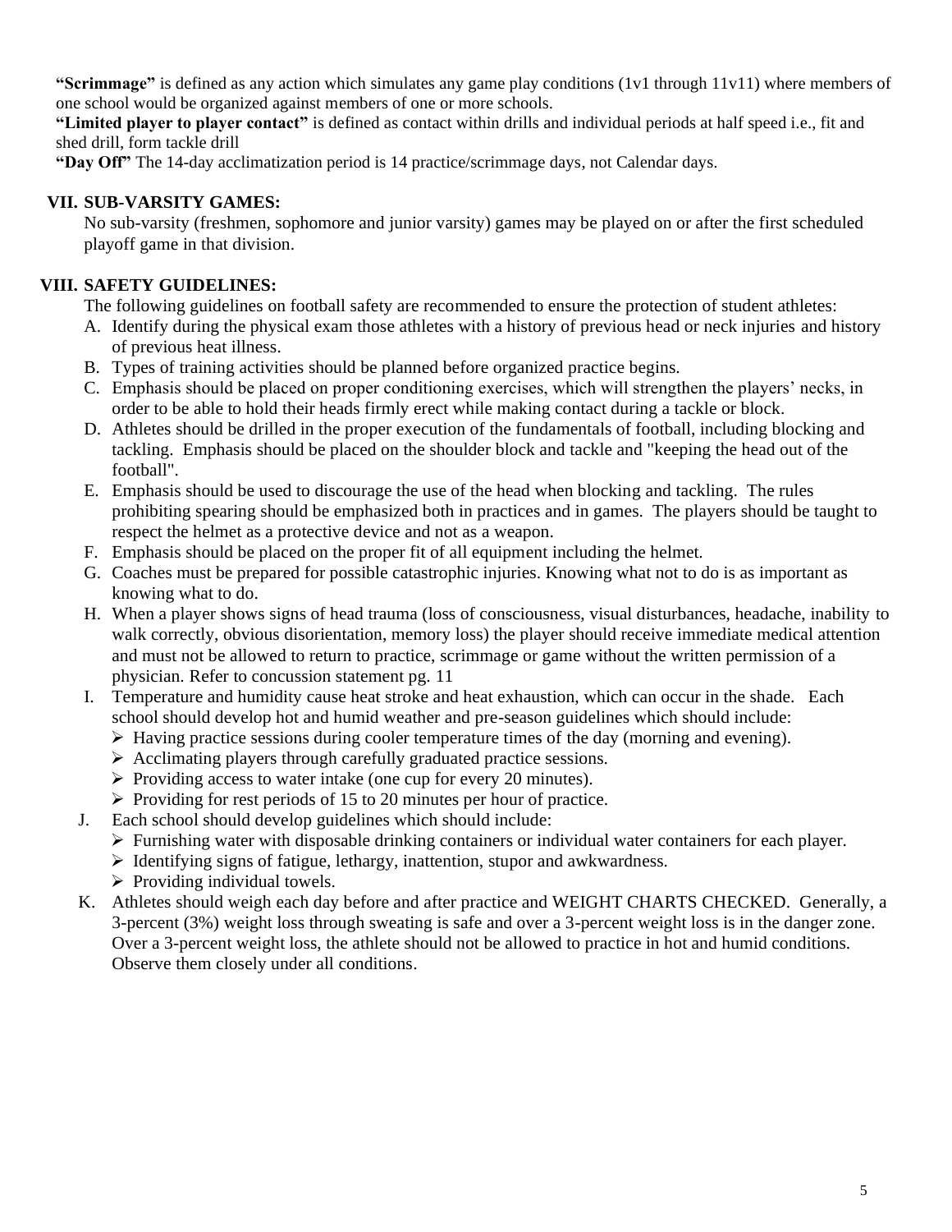**"Scrimmage"** is defined as any action which simulates any game play conditions (1v1 through 11v11) where members of one school would be organized against members of one or more schools.

**"Limited player to player contact"** is defined as contact within drills and individual periods at half speed i.e., fit and shed drill, form tackle drill

**"Day Off"** The 14-day acclimatization period is 14 practice/scrimmage days, not Calendar days.

## VII. SUB-VARSITY GAMES:

No sub-varsity (freshmen, sophomore and junior varsity) games may be played on or after the first scheduled playoff game in that division.

## VIII. SAFETY GUIDELINES:

The following guidelines on football safety are recommended to ensure the protection of student athletes:

A. Identify during the physical exam those athletes with a history of previous head or neck injuries and history of previous heat illness.

B. Types of training activities should be planned before organized practice begins.

C. Emphasis should be placed on proper conditioning exercises, which will strengthen the players' necks, in order to be able to hold their heads firmly erect while making contact during a tackle or block.

D. Athletes should be drilled in the proper execution of the fundamentals of football, including blocking and tackling. Emphasis should be placed on the shoulder block and tackle and "keeping the head out of the football".

E. Emphasis should be used to discourage the use of the head when blocking and tackling. The rules prohibiting spearing should be emphasized both in practices and in games. The players should be taught to respect the helmet as a protective device and not as a weapon.

F. Emphasis should be placed on the proper fit of all equipment including the helmet.

G. Coaches must be prepared for possible catastrophic injuries. Knowing what not to do is as important as knowing what to do.

H. When a player shows signs of head trauma (loss of consciousness, visual disturbances, headache, inability to walk correctly, obvious disorientation, memory loss) the player should receive immediate medical attention and must not be allowed to return to practice, scrimmage or game without the written permission of a physician. Refer to concussion statement pg. 11

I. Temperature and humidity cause heat stroke and heat exhaustion, which can occur in the shade. Each school should develop hot and humid weather and pre-season guidelines which should include:
   - Having practice sessions during cooler temperature times of the day (morning and evening).
   - Acclimating players through carefully graduated practice sessions.
   - Providing access to water intake (one cup for every 20 minutes).
   - Providing for rest periods of 15 to 20 minutes per hour of practice.

J. Each school should develop guidelines which should include:
   - Furnishing water with disposable drinking containers or individual water containers for each player.
   - Identifying signs of fatigue, lethargy, inattention, stupor and awkwardness.
   - Providing individual towels.

K. Athletes should weigh each day before and after practice and WEIGHT CHARTS CHECKED. Generally, a 3-percent (3%) weight loss through sweating is safe and over a 3-percent weight loss is in the danger zone. Over a 3-percent weight loss, the athlete should not be allowed to practice in hot and humid conditions. Observe them closely under all conditions.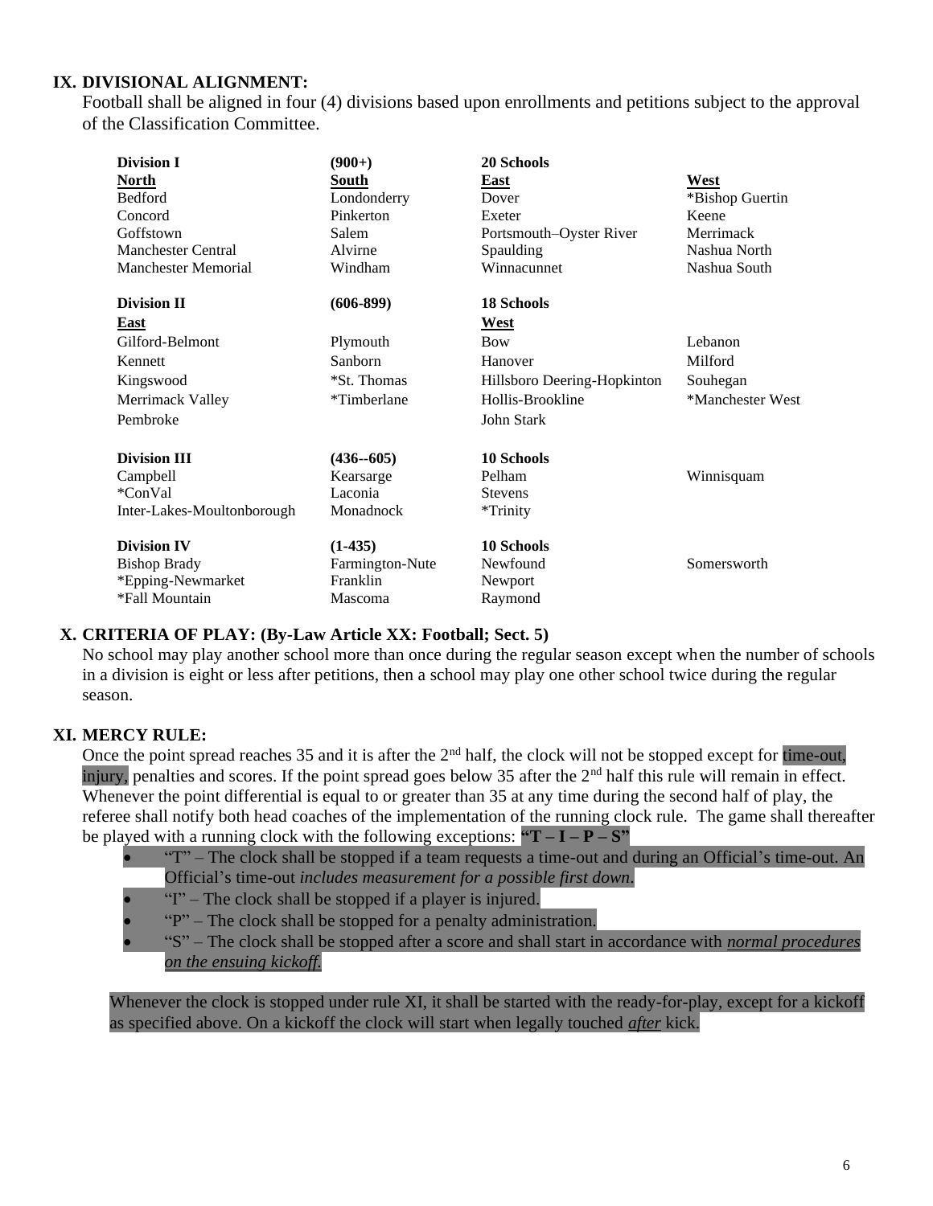## IX. DIVISIONAL ALIGNMENT:

Football shall be aligned in four (4) divisions based upon enrollments and petitions subject to the approval of the Classification Committee.

| **Division I** | **(900+)** | **20 Schools** | |
|---|---|---|---|
| **North** | **South** | **East** | **West** |
| Bedford | Londonderry | Dover | *Bishop Guertin |
| Concord | Pinkerton | Exeter | Keene |
| Goffstown | Salem | Portsmouth–Oyster River | Merrimack |
| Manchester Central | Alvirne | Spaulding | Nashua North |
| Manchester Memorial | Windham | Winnacunnet | Nashua South |

| **Division II** | **(606-899)** | **18 Schools** | |
|---|---|---|---|
| **East** | | **West** | |
| Gilford-Belmont | Plymouth | Bow | Lebanon |
| Kennett | Sanborn | Hanover | Milford |
| Kingswood | *St. Thomas | Hillsboro Deering-Hopkinton | Souhegan |
| Merrimack Valley | *Timberlane | Hollis-Brookline | *Manchester West |
| Pembroke | | John Stark | |

| **Division III** | **(436--605)** | **10 Schools** | |
|---|---|---|---|
| Campbell | Kearsarge | Pelham | Winnisquam |
| *ConVal | Laconia | Stevens | |
| Inter-Lakes-Moultonborough | Monadnock | *Trinity | |

| **Division IV** | **(1-435)** | **10 Schools** | |
|---|---|---|---|
| Bishop Brady | Farmington-Nute | Newfound | Somersworth |
| *Epping-Newmarket | Franklin | Newport | |
| *Fall Mountain | Mascoma | Raymond | |

## X. CRITERIA OF PLAY: (By-Law Article XX: Football; Sect. 5)

No school may play another school more than once during the regular season except when the number of schools in a division is eight or less after petitions, then a school may play one other school twice during the regular season.

## XI. MERCY RULE:

Once the point spread reaches 35 and it is after the 2nd half, the clock will not be stopped except for time-out, injury, penalties and scores. If the point spread goes below 35 after the 2nd half this rule will remain in effect. Whenever the point differential is equal to or greater than 35 at any time during the second half of play, the referee shall notify both head coaches of the implementation of the running clock rule. The game shall thereafter be played with a running clock with the following exceptions: **"T – I – P – S"**

- "T" – The clock shall be stopped if a team requests a time-out and during an Official's time-out. An Official's time-out *includes measurement for a possible first down*.
- "I" – The clock shall be stopped if a player is injured.
- "P" – The clock shall be stopped for a penalty administration.
- "S" – The clock shall be stopped after a score and shall start in accordance with *normal procedures on the ensuing kickoff.*

Whenever the clock is stopped under rule XI, it shall be started with the ready-for-play, except for a kickoff as specified above. On a kickoff the clock will start when legally touched *after* kick.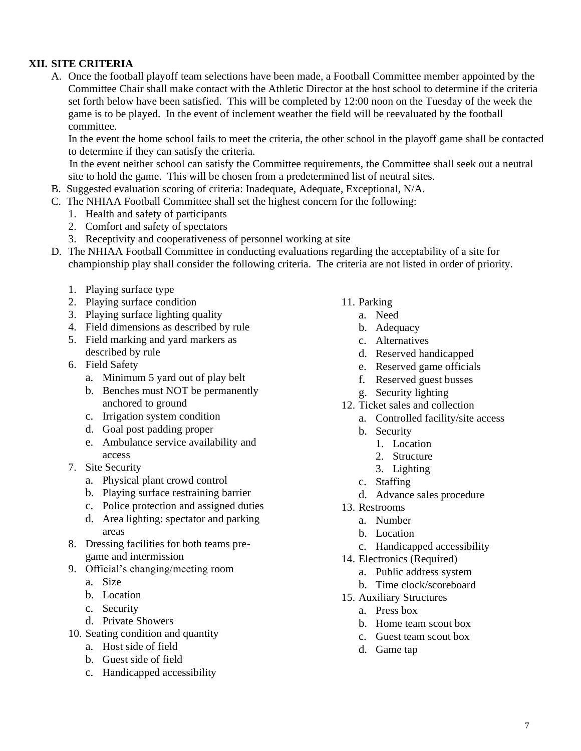## XII. SITE CRITERIA

A. Once the football playoff team selections have been made, a Football Committee member appointed by the Committee Chair shall make contact with the Athletic Director at the host school to determine if the criteria set forth below have been satisfied. This will be completed by 12:00 noon on the Tuesday of the week the game is to be played. In the event of inclement weather the field will be reevaluated by the football committee.

   In the event the home school fails to meet the criteria, the other school in the playoff game shall be contacted to determine if they can satisfy the criteria.

   In the event neither school can satisfy the Committee requirements, the Committee shall seek out a neutral site to hold the game. This will be chosen from a predetermined list of neutral sites.

B. Suggested evaluation scoring of criteria: Inadequate, Adequate, Exceptional, N/A.

C. The NHIAA Football Committee shall set the highest concern for the following:
   1. Health and safety of participants
   2. Comfort and safety of spectators
   3. Receptivity and cooperativeness of personnel working at site

D. The NHIAA Football Committee in conducting evaluations regarding the acceptability of a site for championship play shall consider the following criteria. The criteria are not listed in order of priority.

   1. Playing surface type
   2. Playing surface condition
   3. Playing surface lighting quality
   4. Field dimensions as described by rule
   5. Field marking and yard markers as described by rule
   6. Field Safety
      a. Minimum 5 yard out of play belt
      b. Benches must NOT be permanently anchored to ground
      c. Irrigation system condition
      d. Goal post padding proper
      e. Ambulance service availability and access
   7. Site Security
      a. Physical plant crowd control
      b. Playing surface restraining barrier
      c. Police protection and assigned duties
      d. Area lighting: spectator and parking areas
   8. Dressing facilities for both teams pre-game and intermission
   9. Official's changing/meeting room
      a. Size
      b. Location
      c. Security
      d. Private Showers
   10. Seating condition and quantity
      a. Host side of field
      b. Guest side of field
      c. Handicapped accessibility
   11. Parking
      a. Need
      b. Adequacy
      c. Alternatives
      d. Reserved handicapped
      e. Reserved game officials
      f. Reserved guest busses
      g. Security lighting
   12. Ticket sales and collection
      a. Controlled facility/site access
      b. Security
         1. Location
         2. Structure
         3. Lighting
      c. Staffing
      d. Advance sales procedure
   13. Restrooms
      a. Number
      b. Location
      c. Handicapped accessibility
   14. Electronics (Required)
      a. Public address system
      b. Time clock/scoreboard
   15. Auxiliary Structures
      a. Press box
      b. Home team scout box
      c. Guest team scout box
      d. Game tap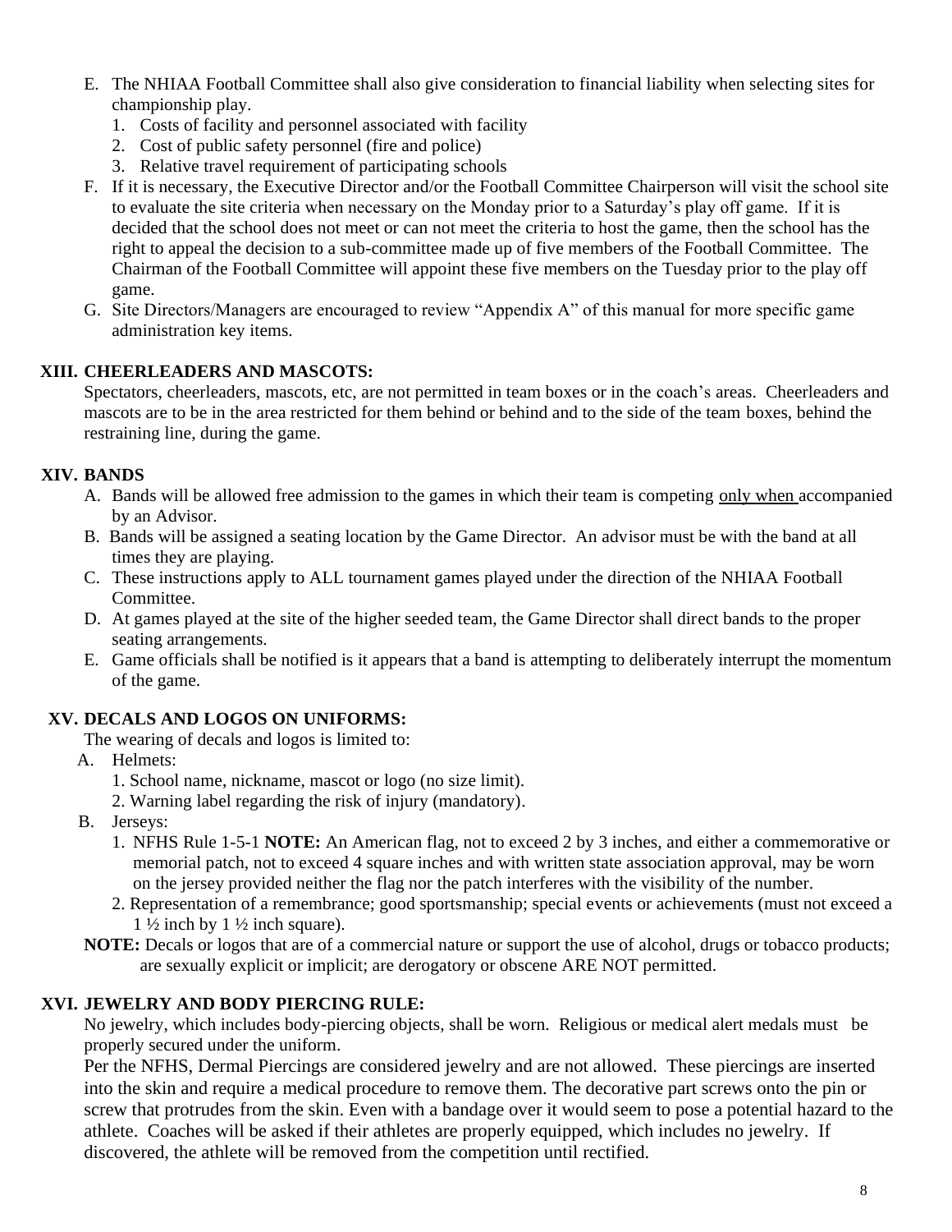E. The NHIAA Football Committee shall also give consideration to financial liability when selecting sites for championship play.
   1. Costs of facility and personnel associated with facility
   2. Cost of public safety personnel (fire and police)
   3. Relative travel requirement of participating schools

F. If it is necessary, the Executive Director and/or the Football Committee Chairperson will visit the school site to evaluate the site criteria when necessary on the Monday prior to a Saturday's play off game. If it is decided that the school does not meet or can not meet the criteria to host the game, then the school has the right to appeal the decision to a sub-committee made up of five members of the Football Committee. The Chairman of the Football Committee will appoint these five members on the Tuesday prior to the play off game.

G. Site Directors/Managers are encouraged to review "Appendix A" of this manual for more specific game administration key items.

## XIII. CHEERLEADERS AND MASCOTS:

Spectators, cheerleaders, mascots, etc, are not permitted in team boxes or in the coach's areas. Cheerleaders and mascots are to be in the area restricted for them behind or behind and to the side of the team boxes, behind the restraining line, during the game.

## XIV. BANDS

A. Bands will be allowed free admission to the games in which their team is competing <u>only when</u> accompanied by an Advisor.

B. Bands will be assigned a seating location by the Game Director. An advisor must be with the band at all times they are playing.

C. These instructions apply to ALL tournament games played under the direction of the NHIAA Football Committee.

D. At games played at the site of the higher seeded team, the Game Director shall direct bands to the proper seating arrangements.

E. Game officials shall be notified is it appears that a band is attempting to deliberately interrupt the momentum of the game.

## XV. DECALS AND LOGOS ON UNIFORMS:

The wearing of decals and logos is limited to:

A. Helmets:
   1. School name, nickname, mascot or logo (no size limit).
   2. Warning label regarding the risk of injury (mandatory).

B. Jerseys:
   1. NFHS Rule 1-5-1 **NOTE:** An American flag, not to exceed 2 by 3 inches, and either a commemorative or memorial patch, not to exceed 4 square inches and with written state association approval, may be worn on the jersey provided neither the flag nor the patch interferes with the visibility of the number.
   2. Representation of a remembrance; good sportsmanship; special events or achievements (must not exceed a 1 ½ inch by 1 ½ inch square).

**NOTE:** Decals or logos that are of a commercial nature or support the use of alcohol, drugs or tobacco products; are sexually explicit or implicit; are derogatory or obscene ARE NOT permitted.

## XVI. JEWELRY AND BODY PIERCING RULE:

No jewelry, which includes body-piercing objects, shall be worn. Religious or medical alert medals must be properly secured under the uniform.

Per the NFHS, Dermal Piercings are considered jewelry and are not allowed. These piercings are inserted into the skin and require a medical procedure to remove them. The decorative part screws onto the pin or screw that protrudes from the skin. Even with a bandage over it would seem to pose a potential hazard to the athlete. Coaches will be asked if their athletes are properly equipped, which includes no jewelry. If discovered, the athlete will be removed from the competition until rectified.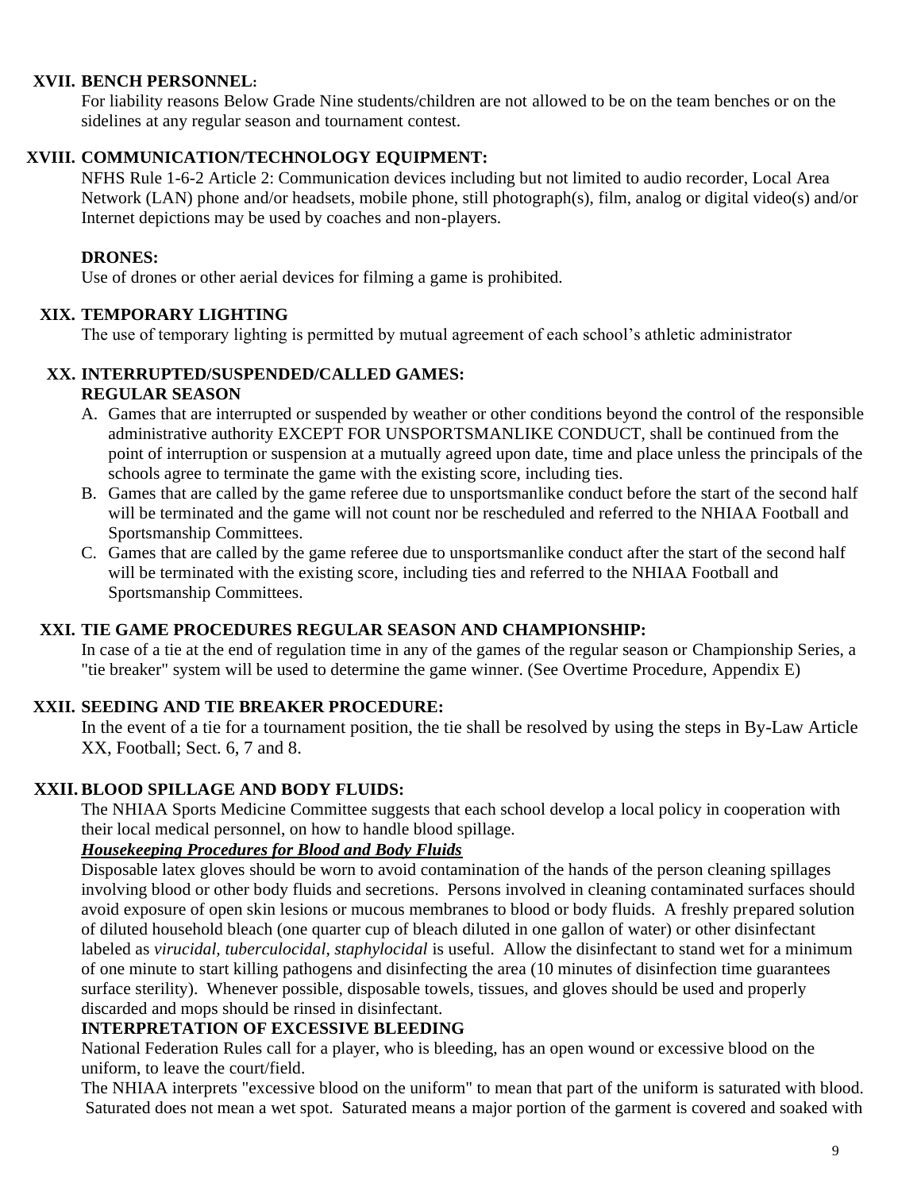## XVII. BENCH PERSONNEL:

For liability reasons Below Grade Nine students/children are not allowed to be on the team benches or on the sidelines at any regular season and tournament contest.

## XVIII. COMMUNICATION/TECHNOLOGY EQUIPMENT:

NFHS Rule 1-6-2 Article 2: Communication devices including but not limited to audio recorder, Local Area Network (LAN) phone and/or headsets, mobile phone, still photograph(s), film, analog or digital video(s) and/or Internet depictions may be used by coaches and non-players.

**DRONES:**

Use of drones or other aerial devices for filming a game is prohibited.

## XIX. TEMPORARY LIGHTING

The use of temporary lighting is permitted by mutual agreement of each school's athletic administrator

## XX. INTERRUPTED/SUSPENDED/CALLED GAMES:

**REGULAR SEASON**

A. Games that are interrupted or suspended by weather or other conditions beyond the control of the responsible administrative authority EXCEPT FOR UNSPORTSMANLIKE CONDUCT, shall be continued from the point of interruption or suspension at a mutually agreed upon date, time and place unless the principals of the schools agree to terminate the game with the existing score, including ties.

B. Games that are called by the game referee due to unsportsmanlike conduct before the start of the second half will be terminated and the game will not count nor be rescheduled and referred to the NHIAA Football and Sportsmanship Committees.

C. Games that are called by the game referee due to unsportsmanlike conduct after the start of the second half will be terminated with the existing score, including ties and referred to the NHIAA Football and Sportsmanship Committees.

## XXI. TIE GAME PROCEDURES REGULAR SEASON AND CHAMPIONSHIP:

In case of a tie at the end of regulation time in any of the games of the regular season or Championship Series, a "tie breaker" system will be used to determine the game winner. (See Overtime Procedure, Appendix E)

## XXII. SEEDING AND TIE BREAKER PROCEDURE:

In the event of a tie for a tournament position, the tie shall be resolved by using the steps in By-Law Article XX, Football; Sect. 6, 7 and 8.

## XXII. BLOOD SPILLAGE AND BODY FLUIDS:

The NHIAA Sports Medicine Committee suggests that each school develop a local policy in cooperation with their local medical personnel, on how to handle blood spillage.

***Housekeeping Procedures for Blood and Body Fluids***

Disposable latex gloves should be worn to avoid contamination of the hands of the person cleaning spillages involving blood or other body fluids and secretions. Persons involved in cleaning contaminated surfaces should avoid exposure of open skin lesions or mucous membranes to blood or body fluids. A freshly prepared solution of diluted household bleach (one quarter cup of bleach diluted in one gallon of water) or other disinfectant labeled as *virucidal, tuberculocidal, staphylocidal* is useful. Allow the disinfectant to stand wet for a minimum of one minute to start killing pathogens and disinfecting the area (10 minutes of disinfection time guarantees surface sterility). Whenever possible, disposable towels, tissues, and gloves should be used and properly discarded and mops should be rinsed in disinfectant.

**INTERPRETATION OF EXCESSIVE BLEEDING**

National Federation Rules call for a player, who is bleeding, has an open wound or excessive blood on the uniform, to leave the court/field.

The NHIAA interprets "excessive blood on the uniform" to mean that part of the uniform is saturated with blood. Saturated does not mean a wet spot. Saturated means a major portion of the garment is covered and soaked with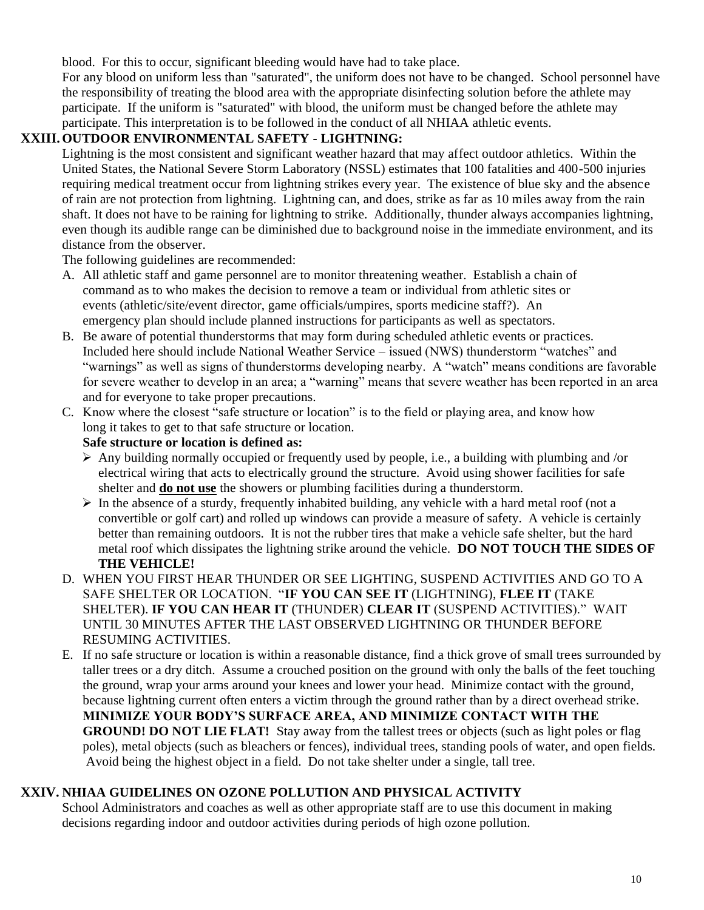blood. For this to occur, significant bleeding would have had to take place.

For any blood on uniform less than "saturated", the uniform does not have to be changed. School personnel have the responsibility of treating the blood area with the appropriate disinfecting solution before the athlete may participate. If the uniform is "saturated" with blood, the uniform must be changed before the athlete may participate. This interpretation is to be followed in the conduct of all NHIAA athletic events.

## XXIII. OUTDOOR ENVIRONMENTAL SAFETY - LIGHTNING:

Lightning is the most consistent and significant weather hazard that may affect outdoor athletics. Within the United States, the National Severe Storm Laboratory (NSSL) estimates that 100 fatalities and 400-500 injuries requiring medical treatment occur from lightning strikes every year. The existence of blue sky and the absence of rain are not protection from lightning. Lightning can, and does, strike as far as 10 miles away from the rain shaft. It does not have to be raining for lightning to strike. Additionally, thunder always accompanies lightning, even though its audible range can be diminished due to background noise in the immediate environment, and its distance from the observer.

The following guidelines are recommended:

A. All athletic staff and game personnel are to monitor threatening weather. Establish a chain of command as to who makes the decision to remove a team or individual from athletic sites or events (athletic/site/event director, game officials/umpires, sports medicine staff?). An emergency plan should include planned instructions for participants as well as spectators.

B. Be aware of potential thunderstorms that may form during scheduled athletic events or practices. Included here should include National Weather Service – issued (NWS) thunderstorm "watches" and "warnings" as well as signs of thunderstorms developing nearby. A "watch" means conditions are favorable for severe weather to develop in an area; a "warning" means that severe weather has been reported in an area and for everyone to take proper precautions.

C. Know where the closest "safe structure or location" is to the field or playing area, and know how long it takes to get to that safe structure or location.

   **Safe structure or location is defined as:**

   - Any building normally occupied or frequently used by people, i.e., a building with plumbing and /or electrical wiring that acts to electrically ground the structure. Avoid using shower facilities for safe shelter and **do not use** the showers or plumbing facilities during a thunderstorm.
   - In the absence of a sturdy, frequently inhabited building, any vehicle with a hard metal roof (not a convertible or golf cart) and rolled up windows can provide a measure of safety. A vehicle is certainly better than remaining outdoors. It is not the rubber tires that make a vehicle safe shelter, but the hard metal roof which dissipates the lightning strike around the vehicle. **DO NOT TOUCH THE SIDES OF THE VEHICLE!**

D. WHEN YOU FIRST HEAR THUNDER OR SEE LIGHTING, SUSPEND ACTIVITIES AND GO TO A SAFE SHELTER OR LOCATION. "**IF YOU CAN SEE IT** (LIGHTNING), **FLEE IT** (TAKE SHELTER). **IF YOU CAN HEAR IT** (THUNDER) **CLEAR IT** (SUSPEND ACTIVITIES)." WAIT UNTIL 30 MINUTES AFTER THE LAST OBSERVED LIGHTNING OR THUNDER BEFORE RESUMING ACTIVITIES.

E. If no safe structure or location is within a reasonable distance, find a thick grove of small trees surrounded by taller trees or a dry ditch. Assume a crouched position on the ground with only the balls of the feet touching the ground, wrap your arms around your knees and lower your head. Minimize contact with the ground, because lightning current often enters a victim through the ground rather than by a direct overhead strike. **MINIMIZE YOUR BODY'S SURFACE AREA, AND MINIMIZE CONTACT WITH THE GROUND! DO NOT LIE FLAT!** Stay away from the tallest trees or objects (such as light poles or flag poles), metal objects (such as bleachers or fences), individual trees, standing pools of water, and open fields. Avoid being the highest object in a field. Do not take shelter under a single, tall tree.

## XXIV. NHIAA GUIDELINES ON OZONE POLLUTION AND PHYSICAL ACTIVITY

School Administrators and coaches as well as other appropriate staff are to use this document in making decisions regarding indoor and outdoor activities during periods of high ozone pollution.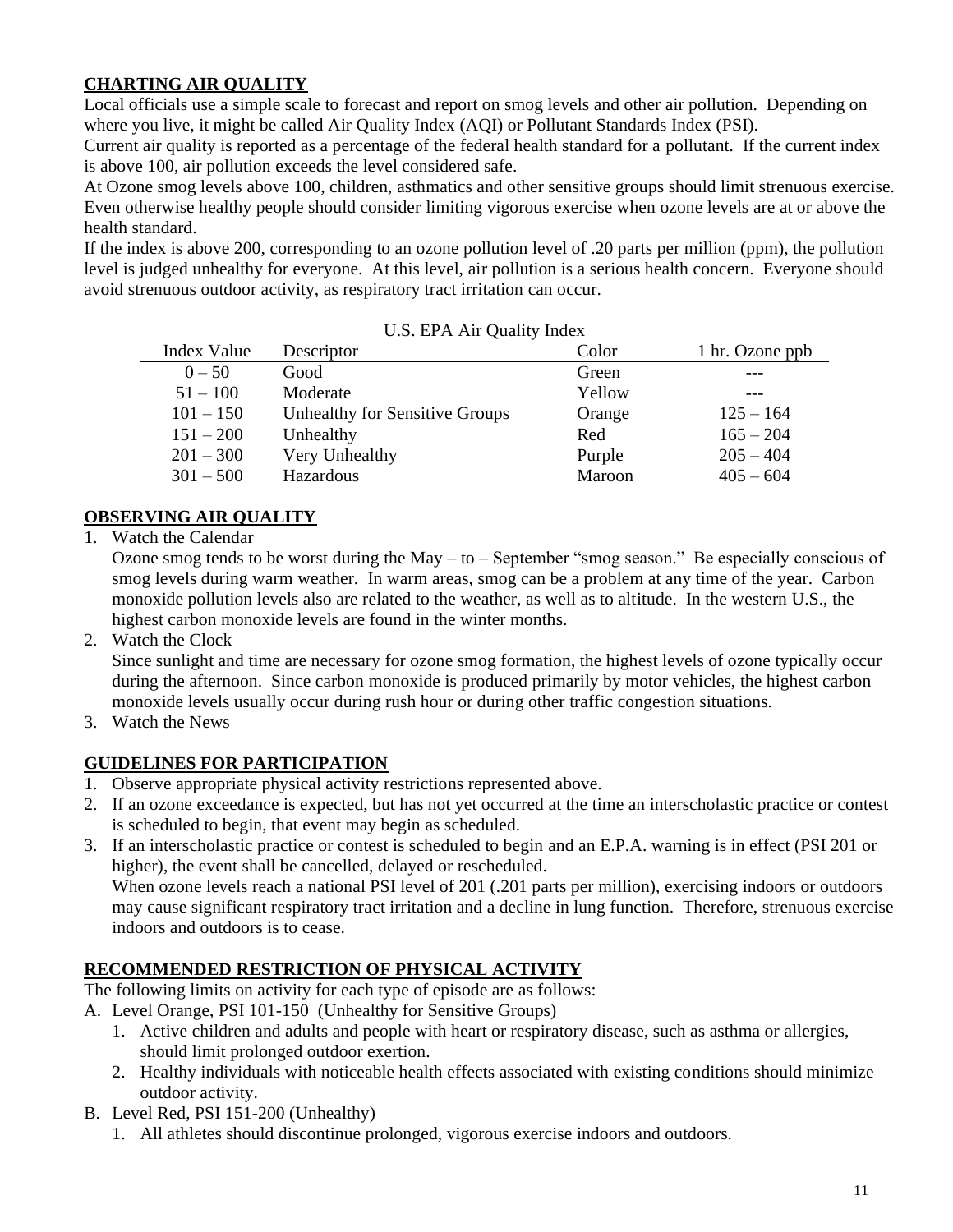## CHARTING AIR QUALITY

Local officials use a simple scale to forecast and report on smog levels and other air pollution. Depending on where you live, it might be called Air Quality Index (AQI) or Pollutant Standards Index (PSI).

Current air quality is reported as a percentage of the federal health standard for a pollutant. If the current index is above 100, air pollution exceeds the level considered safe.

At Ozone smog levels above 100, children, asthmatics and other sensitive groups should limit strenuous exercise. Even otherwise healthy people should consider limiting vigorous exercise when ozone levels are at or above the health standard.

If the index is above 200, corresponding to an ozone pollution level of .20 parts per million (ppm), the pollution level is judged unhealthy for everyone. At this level, air pollution is a serious health concern. Everyone should avoid strenuous outdoor activity, as respiratory tract irritation can occur.

U.S. EPA Air Quality Index

| Index Value | Descriptor | Color | 1 hr. Ozone ppb |
|---|---|---|---|
| 0 – 50 | Good | Green | --- |
| 51 – 100 | Moderate | Yellow | --- |
| 101 – 150 | Unhealthy for Sensitive Groups | Orange | 125 – 164 |
| 151 – 200 | Unhealthy | Red | 165 – 204 |
| 201 – 300 | Very Unhealthy | Purple | 205 – 404 |
| 301 – 500 | Hazardous | Maroon | 405 – 604 |

## OBSERVING AIR QUALITY

1. Watch the Calendar
   Ozone smog tends to be worst during the May – to – September "smog season." Be especially conscious of smog levels during warm weather. In warm areas, smog can be a problem at any time of the year. Carbon monoxide pollution levels also are related to the weather, as well as to altitude. In the western U.S., the highest carbon monoxide levels are found in the winter months.
2. Watch the Clock
   Since sunlight and time are necessary for ozone smog formation, the highest levels of ozone typically occur during the afternoon. Since carbon monoxide is produced primarily by motor vehicles, the highest carbon monoxide levels usually occur during rush hour or during other traffic congestion situations.
3. Watch the News

## GUIDELINES FOR PARTICIPATION

1. Observe appropriate physical activity restrictions represented above.
2. If an ozone exceedance is expected, but has not yet occurred at the time an interscholastic practice or contest is scheduled to begin, that event may begin as scheduled.
3. If an interscholastic practice or contest is scheduled to begin and an E.P.A. warning is in effect (PSI 201 or higher), the event shall be cancelled, delayed or rescheduled.
   When ozone levels reach a national PSI level of 201 (.201 parts per million), exercising indoors or outdoors may cause significant respiratory tract irritation and a decline in lung function. Therefore, strenuous exercise indoors and outdoors is to cease.

## RECOMMENDED RESTRICTION OF PHYSICAL ACTIVITY

The following limits on activity for each type of episode are as follows:

A. Level Orange, PSI 101-150 (Unhealthy for Sensitive Groups)
   1. Active children and adults and people with heart or respiratory disease, such as asthma or allergies, should limit prolonged outdoor exertion.
   2. Healthy individuals with noticeable health effects associated with existing conditions should minimize outdoor activity.

B. Level Red, PSI 151-200 (Unhealthy)
   1. All athletes should discontinue prolonged, vigorous exercise indoors and outdoors.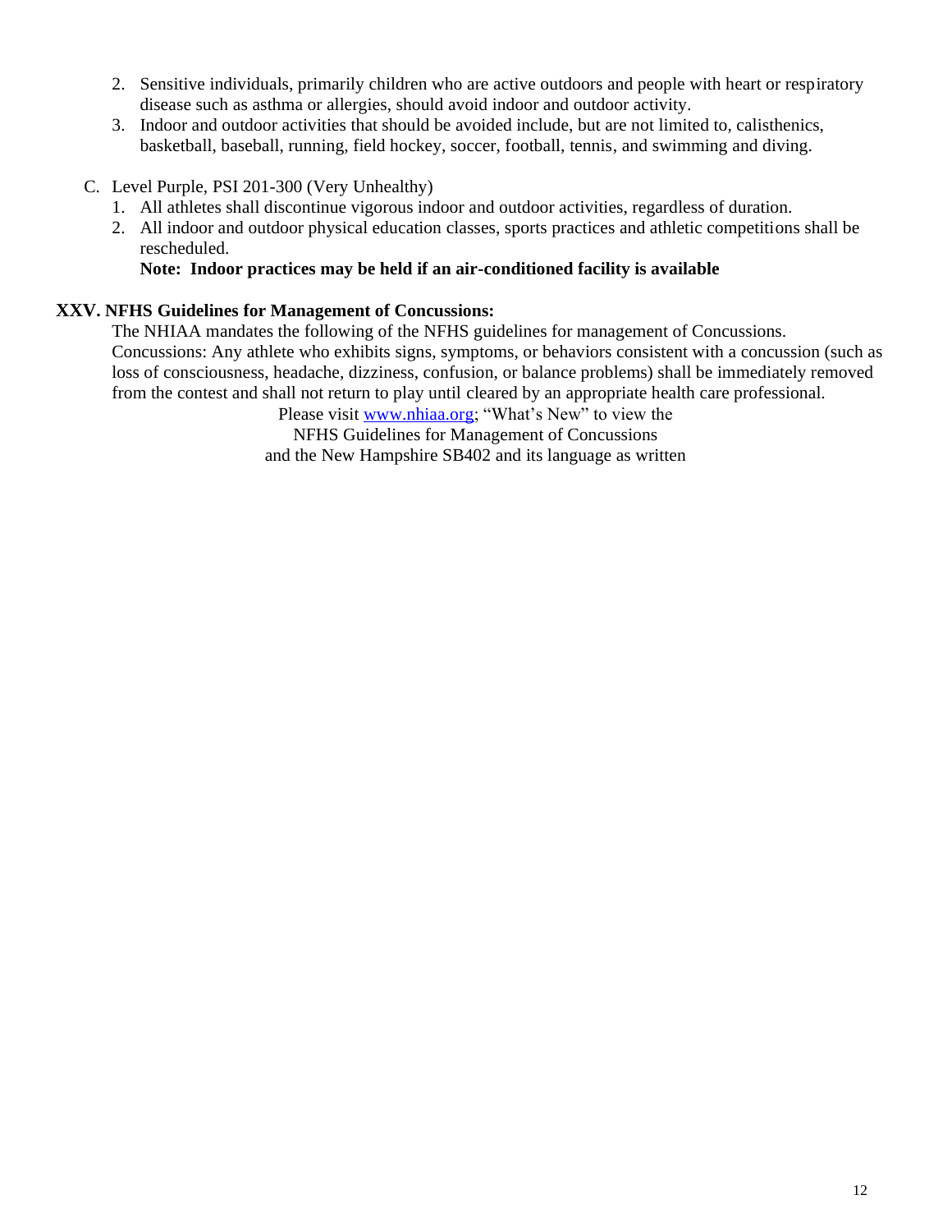2. Sensitive individuals, primarily children who are active outdoors and people with heart or respiratory disease such as asthma or allergies, should avoid indoor and outdoor activity.
3. Indoor and outdoor activities that should be avoided include, but are not limited to, calisthenics, basketball, baseball, running, field hockey, soccer, football, tennis, and swimming and diving.

C. Level Purple, PSI 201-300 (Very Unhealthy)
   1. All athletes shall discontinue vigorous indoor and outdoor activities, regardless of duration.
   2. All indoor and outdoor physical education classes, sports practices and athletic competitions shall be rescheduled.

   **Note: Indoor practices may be held if an air-conditioned facility is available**

## XXV. NFHS Guidelines for Management of Concussions:

The NHIAA mandates the following of the NFHS guidelines for management of Concussions. Concussions: Any athlete who exhibits signs, symptoms, or behaviors consistent with a concussion (such as loss of consciousness, headache, dizziness, confusion, or balance problems) shall be immediately removed from the contest and shall not return to play until cleared by an appropriate health care professional.

Please visit www.nhiaa.org; "What's New" to view the
NFHS Guidelines for Management of Concussions
and the New Hampshire SB402 and its language as written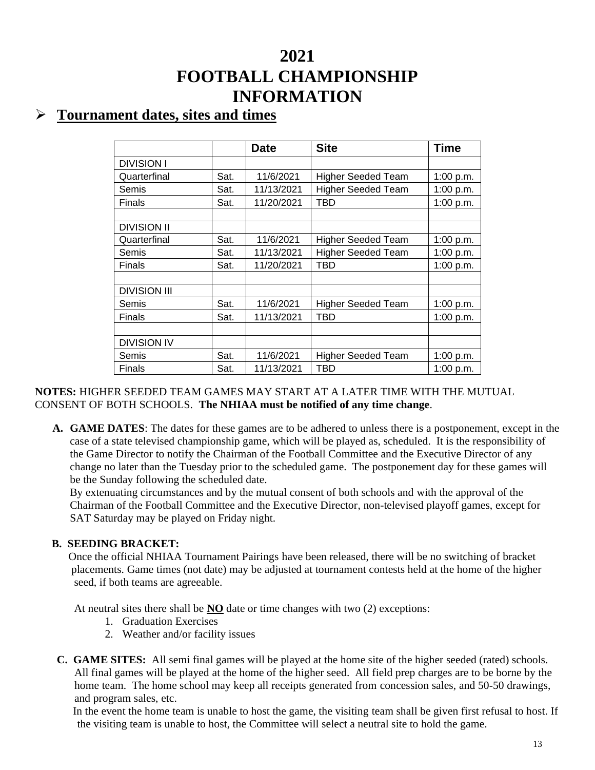# 2021 FOOTBALL CHAMPIONSHIP INFORMATION

## ➢ Tournament dates, sites and times

| | | Date | Site | Time |
|---|---|---|---|---|
| DIVISION I | | | | |
| Quarterfinal | Sat. | 11/6/2021 | Higher Seeded Team | 1:00 p.m. |
| Semis | Sat. | 11/13/2021 | Higher Seeded Team | 1:00 p.m. |
| Finals | Sat. | 11/20/2021 | TBD | 1:00 p.m. |
| | | | | |
| DIVISION II | | | | |
| Quarterfinal | Sat. | 11/6/2021 | Higher Seeded Team | 1:00 p.m. |
| Semis | Sat. | 11/13/2021 | Higher Seeded Team | 1:00 p.m. |
| Finals | Sat. | 11/20/2021 | TBD | 1:00 p.m. |
| | | | | |
| DIVISION III | | | | |
| Semis | Sat. | 11/6/2021 | Higher Seeded Team | 1:00 p.m. |
| Finals | Sat. | 11/13/2021 | TBD | 1:00 p.m. |
| | | | | |
| DIVISION IV | | | | |
| Semis | Sat. | 11/6/2021 | Higher Seeded Team | 1:00 p.m. |
| Finals | Sat. | 11/13/2021 | TBD | 1:00 p.m. |

**NOTES:** HIGHER SEEDED TEAM GAMES MAY START AT A LATER TIME WITH THE MUTUAL CONSENT OF BOTH SCHOOLS. **The NHIAA must be notified of any time change**.

**A. GAME DATES**: The dates for these games are to be adhered to unless there is a postponement, except in the case of a state televised championship game, which will be played as, scheduled. It is the responsibility of the Game Director to notify the Chairman of the Football Committee and the Executive Director of any change no later than the Tuesday prior to the scheduled game. The postponement day for these games will be the Sunday following the scheduled date.
By extenuating circumstances and by the mutual consent of both schools and with the approval of the Chairman of the Football Committee and the Executive Director, non-televised playoff games, except for SAT Saturday may be played on Friday night.

**B. SEEDING BRACKET:**
Once the official NHIAA Tournament Pairings have been released, there will be no switching of bracket placements. Game times (not date) may be adjusted at tournament contests held at the home of the higher seed, if both teams are agreeable.

At neutral sites there shall be **NO** date or time changes with two (2) exceptions:

1. Graduation Exercises
2. Weather and/or facility issues

**C. GAME SITES:** All semi final games will be played at the home site of the higher seeded (rated) schools. All final games will be played at the home of the higher seed. All field prep charges are to be borne by the home team. The home school may keep all receipts generated from concession sales, and 50-50 drawings, and program sales, etc.
In the event the home team is unable to host the game, the visiting team shall be given first refusal to host. If the visiting team is unable to host, the Committee will select a neutral site to hold the game.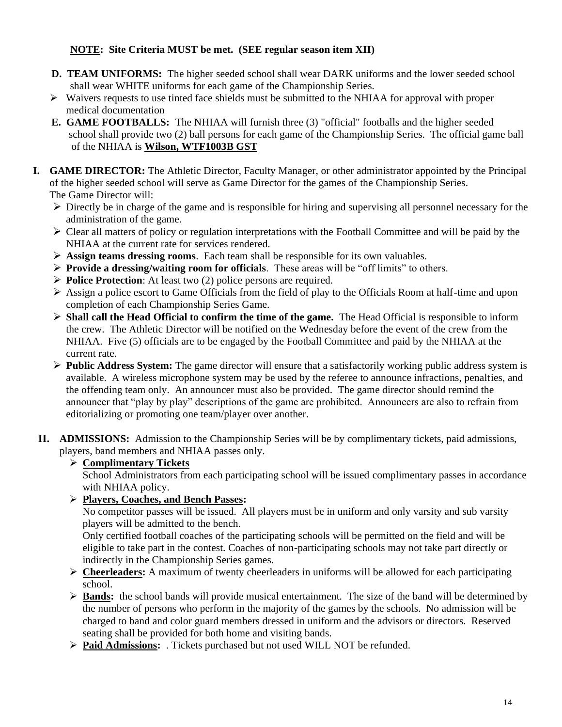**NOTE: Site Criteria MUST be met. (SEE regular season item XII)**

**D. TEAM UNIFORMS:** The higher seeded school shall wear DARK uniforms and the lower seeded school shall wear WHITE uniforms for each game of the Championship Series.

- Waivers requests to use tinted face shields must be submitted to the NHIAA for approval with proper medical documentation

**E. GAME FOOTBALLS:** The NHIAA will furnish three (3) "official" footballs and the higher seeded school shall provide two (2) ball persons for each game of the Championship Series. The official game ball of the NHIAA is **Wilson, WTF1003B GST**

**I. GAME DIRECTOR:** The Athletic Director, Faculty Manager, or other administrator appointed by the Principal of the higher seeded school will serve as Game Director for the games of the Championship Series. The Game Director will:

- Directly be in charge of the game and is responsible for hiring and supervising all personnel necessary for the administration of the game.
- Clear all matters of policy or regulation interpretations with the Football Committee and will be paid by the NHIAA at the current rate for services rendered.
- **Assign teams dressing rooms**. Each team shall be responsible for its own valuables.
- **Provide a dressing/waiting room for officials**. These areas will be "off limits" to others.
- **Police Protection**: At least two (2) police persons are required.
- Assign a police escort to Game Officials from the field of play to the Officials Room at half-time and upon completion of each Championship Series Game.
- **Shall call the Head Official to confirm the time of the game.** The Head Official is responsible to inform the crew. The Athletic Director will be notified on the Wednesday before the event of the crew from the NHIAA. Five (5) officials are to be engaged by the Football Committee and paid by the NHIAA at the current rate.
- **Public Address System:** The game director will ensure that a satisfactorily working public address system is available. A wireless microphone system may be used by the referee to announce infractions, penalties, and the offending team only. An announcer must also be provided. The game director should remind the announcer that "play by play" descriptions of the game are prohibited. Announcers are also to refrain from editorializing or promoting one team/player over another.

**II. ADMISSIONS:** Admission to the Championship Series will be by complimentary tickets, paid admissions, players, band members and NHIAA passes only.

- **Complimentary Tickets**
  School Administrators from each participating school will be issued complimentary passes in accordance with NHIAA policy.
- **Players, Coaches, and Bench Passes:**
  No competitor passes will be issued. All players must be in uniform and only varsity and sub varsity players will be admitted to the bench.
  Only certified football coaches of the participating schools will be permitted on the field and will be eligible to take part in the contest. Coaches of non-participating schools may not take part directly or indirectly in the Championship Series games.
- **Cheerleaders:** A maximum of twenty cheerleaders in uniforms will be allowed for each participating school.
- **Bands:** the school bands will provide musical entertainment. The size of the band will be determined by the number of persons who perform in the majority of the games by the schools. No admission will be charged to band and color guard members dressed in uniform and the advisors or directors. Reserved seating shall be provided for both home and visiting bands.
- **Paid Admissions:** . Tickets purchased but not used WILL NOT be refunded.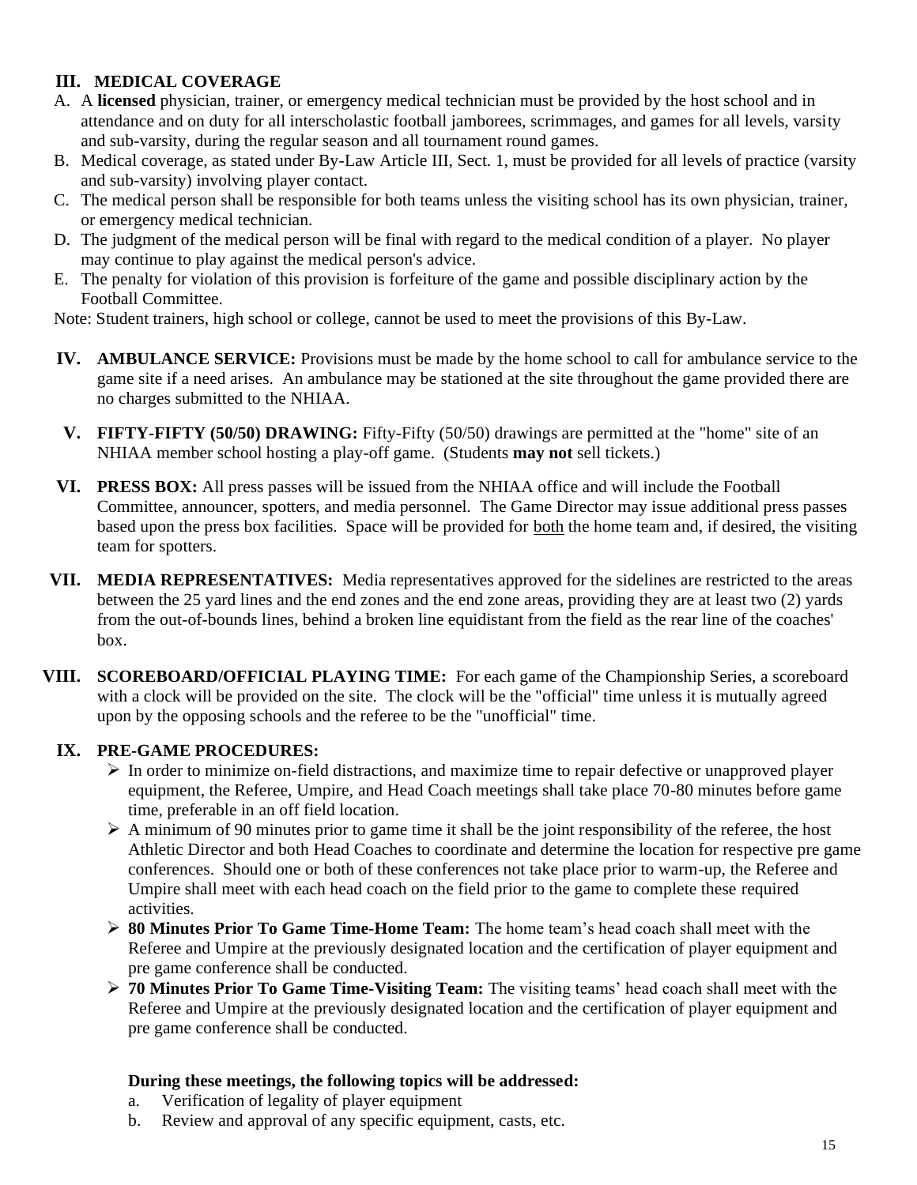## III. MEDICAL COVERAGE

A. A **licensed** physician, trainer, or emergency medical technician must be provided by the host school and in attendance and on duty for all interscholastic football jamborees, scrimmages, and games for all levels, varsity and sub-varsity, during the regular season and all tournament round games.

B. Medical coverage, as stated under By-Law Article III, Sect. 1, must be provided for all levels of practice (varsity and sub-varsity) involving player contact.

C. The medical person shall be responsible for both teams unless the visiting school has its own physician, trainer, or emergency medical technician.

D. The judgment of the medical person will be final with regard to the medical condition of a player. No player may continue to play against the medical person's advice.

E. The penalty for violation of this provision is forfeiture of the game and possible disciplinary action by the Football Committee.

Note: Student trainers, high school or college, cannot be used to meet the provisions of this By-Law.

**IV. AMBULANCE SERVICE:** Provisions must be made by the home school to call for ambulance service to the game site if a need arises. An ambulance may be stationed at the site throughout the game provided there are no charges submitted to the NHIAA.

**V. FIFTY-FIFTY (50/50) DRAWING:** Fifty-Fifty (50/50) drawings are permitted at the "home" site of an NHIAA member school hosting a play-off game. (Students **may not** sell tickets.)

**VI. PRESS BOX:** All press passes will be issued from the NHIAA office and will include the Football Committee, announcer, spotters, and media personnel. The Game Director may issue additional press passes based upon the press box facilities. Space will be provided for both the home team and, if desired, the visiting team for spotters.

**VII. MEDIA REPRESENTATIVES:** Media representatives approved for the sidelines are restricted to the areas between the 25 yard lines and the end zones and the end zone areas, providing they are at least two (2) yards from the out-of-bounds lines, behind a broken line equidistant from the field as the rear line of the coaches' box.

**VIII. SCOREBOARD/OFFICIAL PLAYING TIME:** For each game of the Championship Series, a scoreboard with a clock will be provided on the site. The clock will be the "official" time unless it is mutually agreed upon by the opposing schools and the referee to be the "unofficial" time.

**IX. PRE-GAME PROCEDURES:**

- In order to minimize on-field distractions, and maximize time to repair defective or unapproved player equipment, the Referee, Umpire, and Head Coach meetings shall take place 70-80 minutes before game time, preferable in an off field location.
- A minimum of 90 minutes prior to game time it shall be the joint responsibility of the referee, the host Athletic Director and both Head Coaches to coordinate and determine the location for respective pre game conferences. Should one or both of these conferences not take place prior to warm-up, the Referee and Umpire shall meet with each head coach on the field prior to the game to complete these required activities.
- **80 Minutes Prior To Game Time-Home Team:** The home team's head coach shall meet with the Referee and Umpire at the previously designated location and the certification of player equipment and pre game conference shall be conducted.
- **70 Minutes Prior To Game Time-Visiting Team:** The visiting teams' head coach shall meet with the Referee and Umpire at the previously designated location and the certification of player equipment and pre game conference shall be conducted.

**During these meetings, the following topics will be addressed:**

a. Verification of legality of player equipment

b. Review and approval of any specific equipment, casts, etc.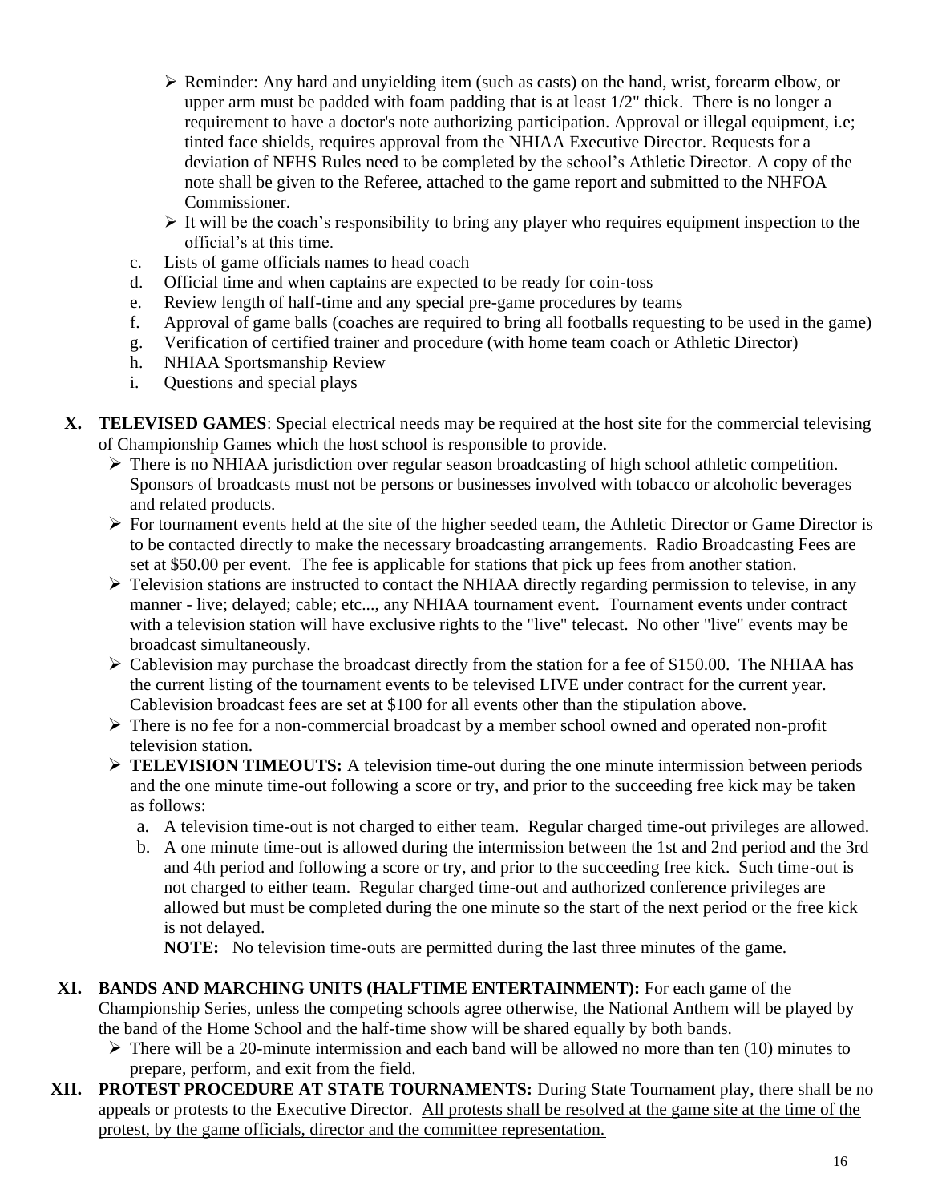- Reminder: Any hard and unyielding item (such as casts) on the hand, wrist, forearm elbow, or upper arm must be padded with foam padding that is at least 1/2" thick. There is no longer a requirement to have a doctor's note authorizing participation. Approval or illegal equipment, i.e; tinted face shields, requires approval from the NHIAA Executive Director. Requests for a deviation of NFHS Rules need to be completed by the school's Athletic Director. A copy of the note shall be given to the Referee, attached to the game report and submitted to the NHFOA Commissioner.
- It will be the coach's responsibility to bring any player who requires equipment inspection to the official's at this time.

c. Lists of game officials names to head coach
d. Official time and when captains are expected to be ready for coin-toss
e. Review length of half-time and any special pre-game procedures by teams
f. Approval of game balls (coaches are required to bring all footballs requesting to be used in the game)
g. Verification of certified trainer and procedure (with home team coach or Athletic Director)
h. NHIAA Sportsmanship Review
i. Questions and special plays

**X. TELEVISED GAMES**: Special electrical needs may be required at the host site for the commercial televising of Championship Games which the host school is responsible to provide.

- There is no NHIAA jurisdiction over regular season broadcasting of high school athletic competition. Sponsors of broadcasts must not be persons or businesses involved with tobacco or alcoholic beverages and related products.
- For tournament events held at the site of the higher seeded team, the Athletic Director or Game Director is to be contacted directly to make the necessary broadcasting arrangements. Radio Broadcasting Fees are set at $50.00 per event. The fee is applicable for stations that pick up fees from another station.
- Television stations are instructed to contact the NHIAA directly regarding permission to televise, in any manner - live; delayed; cable; etc..., any NHIAA tournament event. Tournament events under contract with a television station will have exclusive rights to the "live" telecast. No other "live" events may be broadcast simultaneously.
- Cablevision may purchase the broadcast directly from the station for a fee of $150.00. The NHIAA has the current listing of the tournament events to be televised LIVE under contract for the current year. Cablevision broadcast fees are set at $100 for all events other than the stipulation above.
- There is no fee for a non-commercial broadcast by a member school owned and operated non-profit television station.
- **TELEVISION TIMEOUTS:** A television time-out during the one minute intermission between periods and the one minute time-out following a score or try, and prior to the succeeding free kick may be taken as follows:
  a. A television time-out is not charged to either team. Regular charged time-out privileges are allowed.
  b. A one minute time-out is allowed during the intermission between the 1st and 2nd period and the 3rd and 4th period and following a score or try, and prior to the succeeding free kick. Such time-out is not charged to either team. Regular charged time-out and authorized conference privileges are allowed but must be completed during the one minute so the start of the next period or the free kick is not delayed.

  **NOTE:** No television time-outs are permitted during the last three minutes of the game.

**XI. BANDS AND MARCHING UNITS (HALFTIME ENTERTAINMENT):** For each game of the Championship Series, unless the competing schools agree otherwise, the National Anthem will be played by the band of the Home School and the half-time show will be shared equally by both bands.

- There will be a 20-minute intermission and each band will be allowed no more than ten (10) minutes to prepare, perform, and exit from the field.

**XII. PROTEST PROCEDURE AT STATE TOURNAMENTS:** During State Tournament play, there shall be no appeals or protests to the Executive Director. <u>All protests shall be resolved at the game site at the time of the protest, by the game officials, director and the committee representation.</u>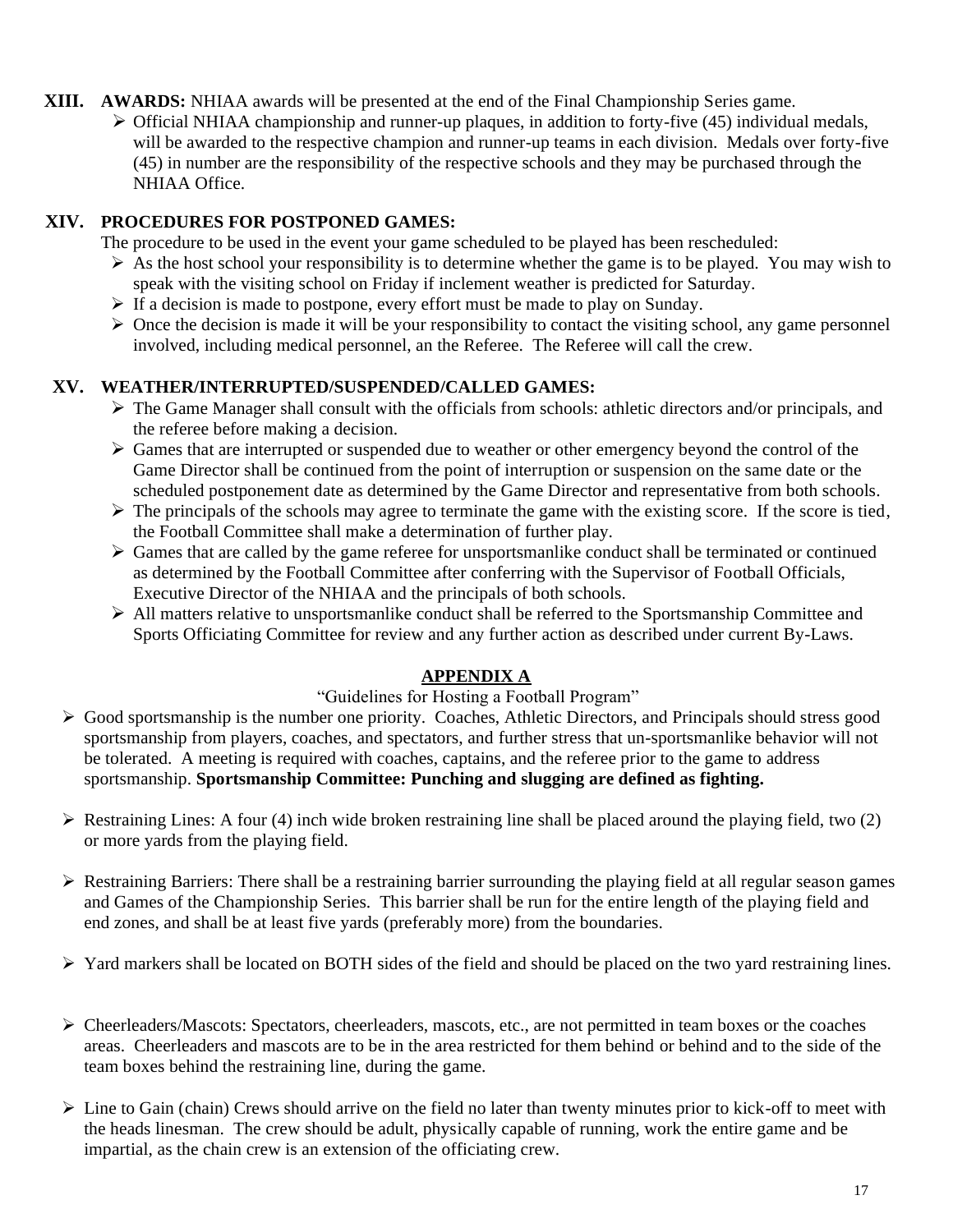**XIII. AWARDS:** NHIAA awards will be presented at the end of the Final Championship Series game.

- Official NHIAA championship and runner-up plaques, in addition to forty-five (45) individual medals, will be awarded to the respective champion and runner-up teams in each division. Medals over forty-five (45) in number are the responsibility of the respective schools and they may be purchased through the NHIAA Office.

**XIV. PROCEDURES FOR POSTPONED GAMES:**

The procedure to be used in the event your game scheduled to be played has been rescheduled:

- As the host school your responsibility is to determine whether the game is to be played. You may wish to speak with the visiting school on Friday if inclement weather is predicted for Saturday.
- If a decision is made to postpone, every effort must be made to play on Sunday.
- Once the decision is made it will be your responsibility to contact the visiting school, any game personnel involved, including medical personnel, an the Referee. The Referee will call the crew.

**XV. WEATHER/INTERRUPTED/SUSPENDED/CALLED GAMES:**

- The Game Manager shall consult with the officials from schools: athletic directors and/or principals, and the referee before making a decision.
- Games that are interrupted or suspended due to weather or other emergency beyond the control of the Game Director shall be continued from the point of interruption or suspension on the same date or the scheduled postponement date as determined by the Game Director and representative from both schools.
- The principals of the schools may agree to terminate the game with the existing score. If the score is tied, the Football Committee shall make a determination of further play.
- Games that are called by the game referee for unsportsmanlike conduct shall be terminated or continued as determined by the Football Committee after conferring with the Supervisor of Football Officials, Executive Director of the NHIAA and the principals of both schools.
- All matters relative to unsportsmanlike conduct shall be referred to the Sportsmanship Committee and Sports Officiating Committee for review and any further action as described under current By-Laws.

## APPENDIX A

"Guidelines for Hosting a Football Program"

- Good sportsmanship is the number one priority. Coaches, Athletic Directors, and Principals should stress good sportsmanship from players, coaches, and spectators, and further stress that un-sportsmanlike behavior will not be tolerated. A meeting is required with coaches, captains, and the referee prior to the game to address sportsmanship. **Sportsmanship Committee: Punching and slugging are defined as fighting.**

- Restraining Lines: A four (4) inch wide broken restraining line shall be placed around the playing field, two (2) or more yards from the playing field.

- Restraining Barriers: There shall be a restraining barrier surrounding the playing field at all regular season games and Games of the Championship Series. This barrier shall be run for the entire length of the playing field and end zones, and shall be at least five yards (preferably more) from the boundaries.

- Yard markers shall be located on BOTH sides of the field and should be placed on the two yard restraining lines.

- Cheerleaders/Mascots: Spectators, cheerleaders, mascots, etc., are not permitted in team boxes or the coaches areas. Cheerleaders and mascots are to be in the area restricted for them behind or behind and to the side of the team boxes behind the restraining line, during the game.

- Line to Gain (chain) Crews should arrive on the field no later than twenty minutes prior to kick-off to meet with the heads linesman. The crew should be adult, physically capable of running, work the entire game and be impartial, as the chain crew is an extension of the officiating crew.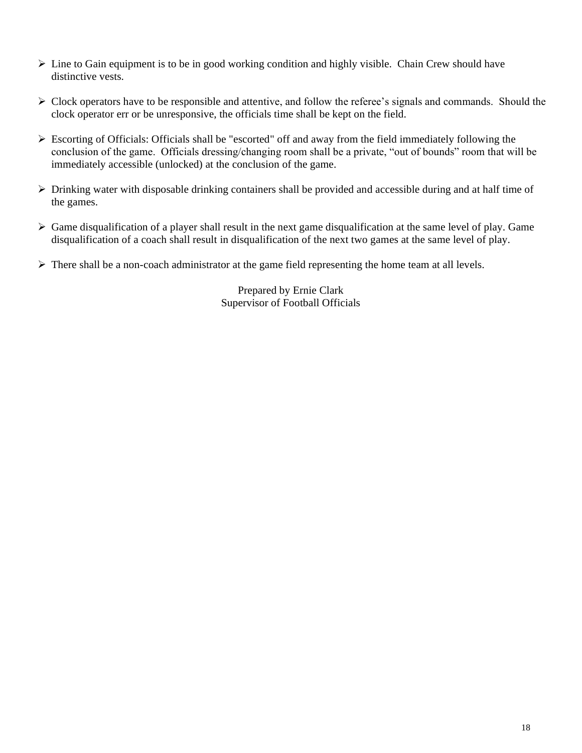- Line to Gain equipment is to be in good working condition and highly visible. Chain Crew should have distinctive vests.

- Clock operators have to be responsible and attentive, and follow the referee's signals and commands. Should the clock operator err or be unresponsive, the officials time shall be kept on the field.

- Escorting of Officials: Officials shall be "escorted" off and away from the field immediately following the conclusion of the game. Officials dressing/changing room shall be a private, "out of bounds" room that will be immediately accessible (unlocked) at the conclusion of the game.

- Drinking water with disposable drinking containers shall be provided and accessible during and at half time of the games.

- Game disqualification of a player shall result in the next game disqualification at the same level of play. Game disqualification of a coach shall result in disqualification of the next two games at the same level of play.

- There shall be a non-coach administrator at the game field representing the home team at all levels.

Prepared by Ernie Clark
Supervisor of Football Officials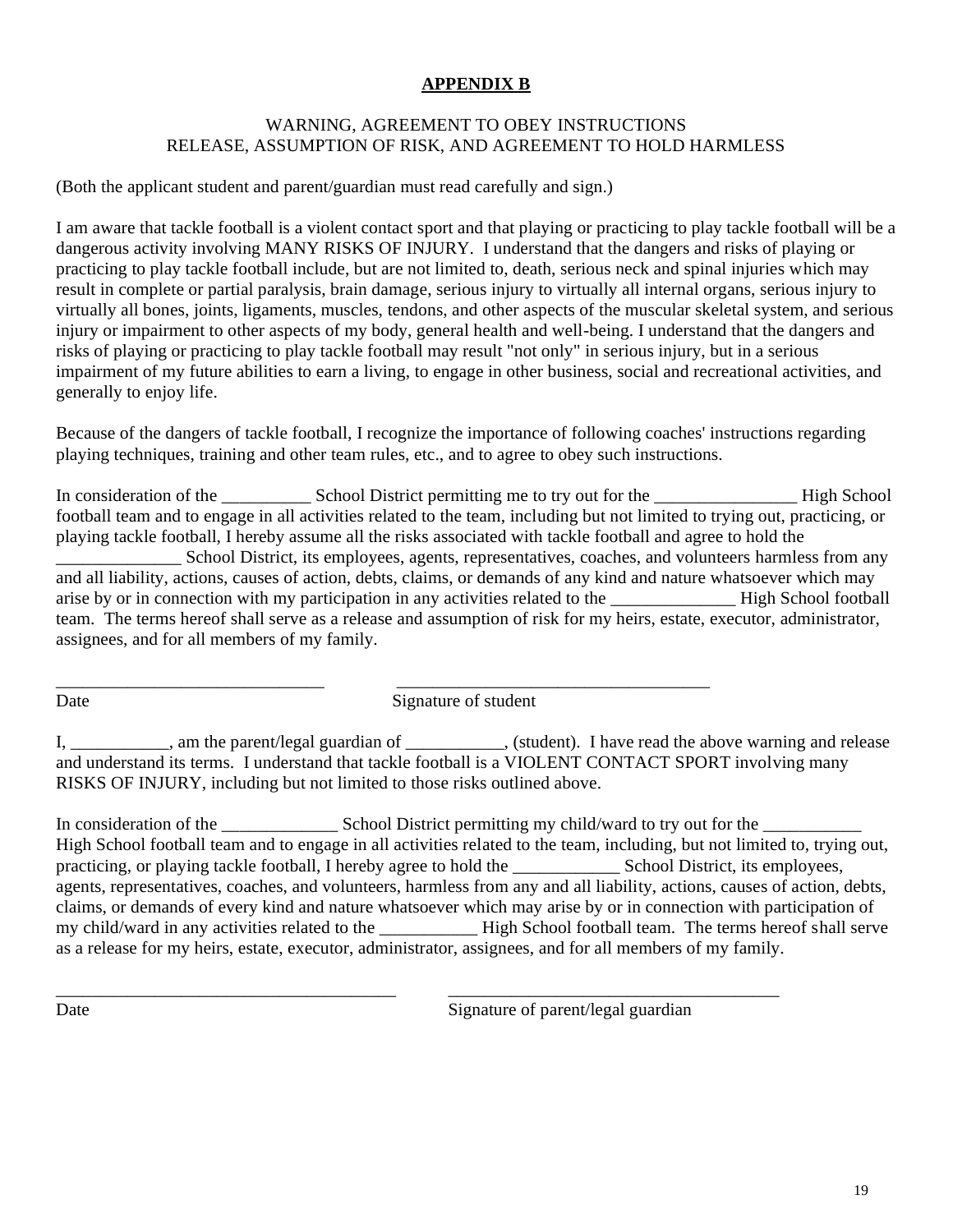## **APPENDIX B**

WARNING, AGREEMENT TO OBEY INSTRUCTIONS
RELEASE, ASSUMPTION OF RISK, AND AGREEMENT TO HOLD HARMLESS

(Both the applicant student and parent/guardian must read carefully and sign.)

I am aware that tackle football is a violent contact sport and that playing or practicing to play tackle football will be a dangerous activity involving MANY RISKS OF INJURY. I understand that the dangers and risks of playing or practicing to play tackle football include, but are not limited to, death, serious neck and spinal injuries which may result in complete or partial paralysis, brain damage, serious injury to virtually all internal organs, serious injury to virtually all bones, joints, ligaments, muscles, tendons, and other aspects of the muscular skeletal system, and serious injury or impairment to other aspects of my body, general health and well-being. I understand that the dangers and risks of playing or practicing to play tackle football may result "not only" in serious injury, but in a serious impairment of my future abilities to earn a living, to engage in other business, social and recreational activities, and generally to enjoy life.

Because of the dangers of tackle football, I recognize the importance of following coaches' instructions regarding playing techniques, training and other team rules, etc., and to agree to obey such instructions.

In consideration of the __________ School District permitting me to try out for the ________________ High School football team and to engage in all activities related to the team, including but not limited to trying out, practicing, or playing tackle football, I hereby assume all the risks associated with tackle football and agree to hold the ______________ School District, its employees, agents, representatives, coaches, and volunteers harmless from any and all liability, actions, causes of action, debts, claims, or demands of any kind and nature whatsoever which may arise by or in connection with my participation in any activities related to the ______________ High School football team. The terms hereof shall serve as a release and assumption of risk for my heirs, estate, executor, administrator, assignees, and for all members of my family.

______________________________ ___________________________________
Date Signature of student

I, ___________, am the parent/legal guardian of ___________, (student). I have read the above warning and release and understand its terms. I understand that tackle football is a VIOLENT CONTACT SPORT involving many RISKS OF INJURY, including but not limited to those risks outlined above.

In consideration of the _____________ School District permitting my child/ward to try out for the ___________ High School football team and to engage in all activities related to the team, including, but not limited to, trying out, practicing, or playing tackle football, I hereby agree to hold the ____________ School District, its employees, agents, representatives, coaches, and volunteers, harmless from any and all liability, actions, causes of action, debts, claims, or demands of every kind and nature whatsoever which may arise by or in connection with participation of my child/ward in any activities related to the ___________ High School football team. The terms hereof shall serve as a release for my heirs, estate, executor, administrator, assignees, and for all members of my family.

______________________________________ _____________________________________
Date Signature of parent/legal guardian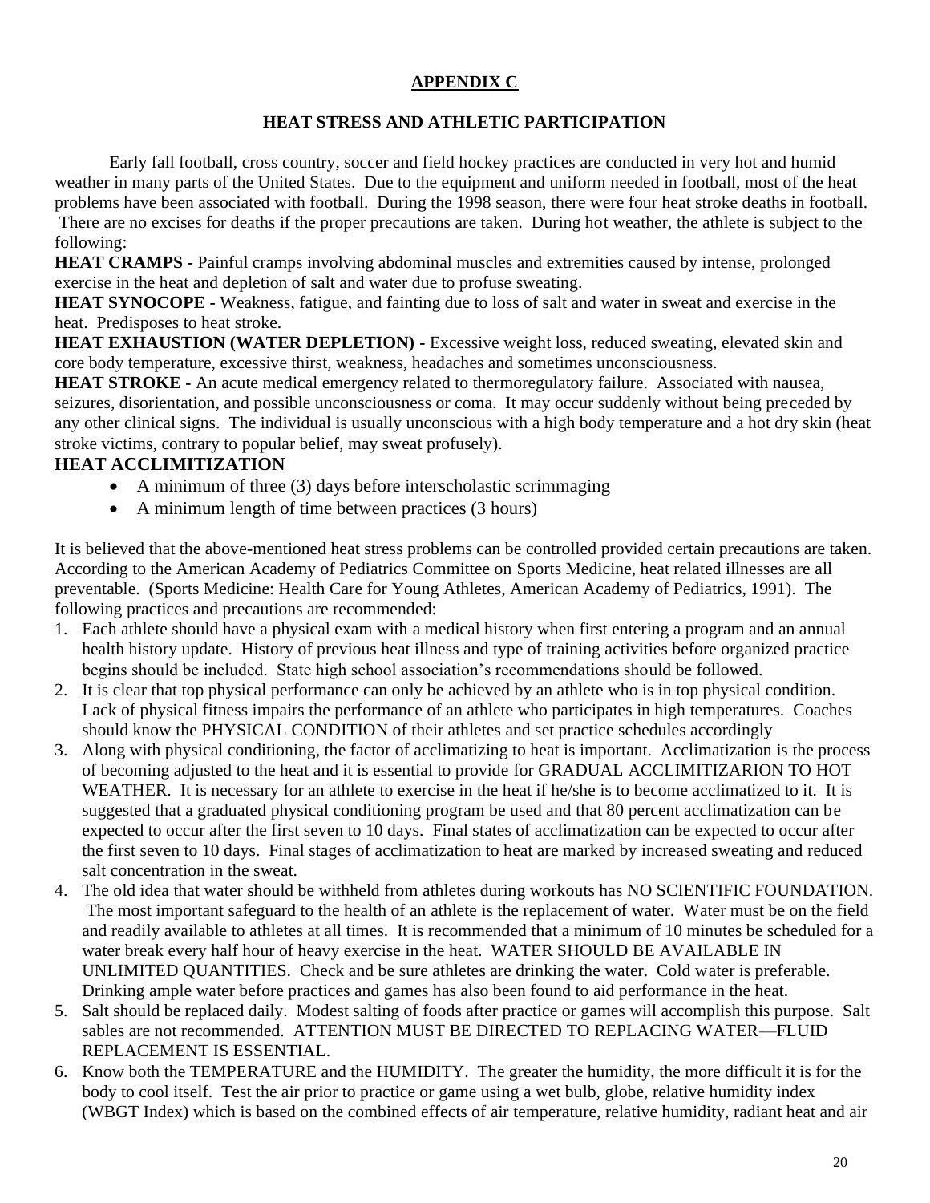## APPENDIX C

### HEAT STRESS AND ATHLETIC PARTICIPATION

Early fall football, cross country, soccer and field hockey practices are conducted in very hot and humid weather in many parts of the United States. Due to the equipment and uniform needed in football, most of the heat problems have been associated with football. During the 1998 season, there were four heat stroke deaths in football. There are no excises for deaths if the proper precautions are taken. During hot weather, the athlete is subject to the following:

**HEAT CRAMPS -** Painful cramps involving abdominal muscles and extremities caused by intense, prolonged exercise in the heat and depletion of salt and water due to profuse sweating.

**HEAT SYNOCOPE -** Weakness, fatigue, and fainting due to loss of salt and water in sweat and exercise in the heat. Predisposes to heat stroke.

**HEAT EXHAUSTION (WATER DEPLETION) -** Excessive weight loss, reduced sweating, elevated skin and core body temperature, excessive thirst, weakness, headaches and sometimes unconsciousness.

**HEAT STROKE -** An acute medical emergency related to thermoregulatory failure. Associated with nausea, seizures, disorientation, and possible unconsciousness or coma. It may occur suddenly without being preceded by any other clinical signs. The individual is usually unconscious with a high body temperature and a hot dry skin (heat stroke victims, contrary to popular belief, may sweat profusely).

### HEAT ACCLIMITIZATION

- A minimum of three (3) days before interscholastic scrimmaging
- A minimum length of time between practices (3 hours)

It is believed that the above-mentioned heat stress problems can be controlled provided certain precautions are taken. According to the American Academy of Pediatrics Committee on Sports Medicine, heat related illnesses are all preventable. (Sports Medicine: Health Care for Young Athletes, American Academy of Pediatrics, 1991). The following practices and precautions are recommended:

1. Each athlete should have a physical exam with a medical history when first entering a program and an annual health history update. History of previous heat illness and type of training activities before organized practice begins should be included. State high school association's recommendations should be followed.
2. It is clear that top physical performance can only be achieved by an athlete who is in top physical condition. Lack of physical fitness impairs the performance of an athlete who participates in high temperatures. Coaches should know the PHYSICAL CONDITION of their athletes and set practice schedules accordingly
3. Along with physical conditioning, the factor of acclimatizing to heat is important. Acclimatization is the process of becoming adjusted to the heat and it is essential to provide for GRADUAL ACCLIMITIZARION TO HOT WEATHER. It is necessary for an athlete to exercise in the heat if he/she is to become acclimatized to it. It is suggested that a graduated physical conditioning program be used and that 80 percent acclimatization can be expected to occur after the first seven to 10 days. Final states of acclimatization can be expected to occur after the first seven to 10 days. Final stages of acclimatization to heat are marked by increased sweating and reduced salt concentration in the sweat.
4. The old idea that water should be withheld from athletes during workouts has NO SCIENTIFIC FOUNDATION. The most important safeguard to the health of an athlete is the replacement of water. Water must be on the field and readily available to athletes at all times. It is recommended that a minimum of 10 minutes be scheduled for a water break every half hour of heavy exercise in the heat. WATER SHOULD BE AVAILABLE IN UNLIMITED QUANTITIES. Check and be sure athletes are drinking the water. Cold water is preferable. Drinking ample water before practices and games has also been found to aid performance in the heat.
5. Salt should be replaced daily. Modest salting of foods after practice or games will accomplish this purpose. Salt sables are not recommended. ATTENTION MUST BE DIRECTED TO REPLACING WATER—FLUID REPLACEMENT IS ESSENTIAL.
6. Know both the TEMPERATURE and the HUMIDITY. The greater the humidity, the more difficult it is for the body to cool itself. Test the air prior to practice or game using a wet bulb, globe, relative humidity index (WBGT Index) which is based on the combined effects of air temperature, relative humidity, radiant heat and air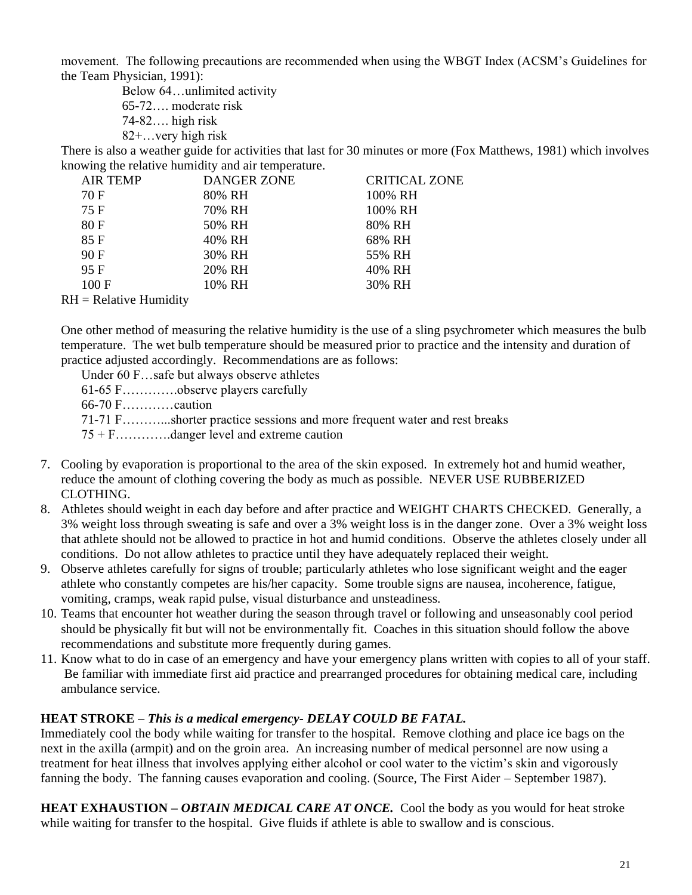movement. The following precautions are recommended when using the WBGT Index (ACSM's Guidelines for the Team Physician, 1991):

Below 64…unlimited activity
65-72…. moderate risk
74-82…. high risk
82+…very high risk

There is also a weather guide for activities that last for 30 minutes or more (Fox Matthews, 1981) which involves knowing the relative humidity and air temperature.

| AIR TEMP | DANGER ZONE | CRITICAL ZONE |
|---|---|---|
| 70 F | 80% RH | 100% RH |
| 75 F | 70% RH | 100% RH |
| 80 F | 50% RH | 80% RH |
| 85 F | 40% RH | 68% RH |
| 90 F | 30% RH | 55% RH |
| 95 F | 20% RH | 40% RH |
| 100 F | 10% RH | 30% RH |

RH = Relative Humidity

One other method of measuring the relative humidity is the use of a sling psychrometer which measures the bulb temperature. The wet bulb temperature should be measured prior to practice and the intensity and duration of practice adjusted accordingly. Recommendations are as follows:

Under 60 F…safe but always observe athletes
61-65 F………….observe players carefully
66-70 F…………caution
71-71 F………...shorter practice sessions and more frequent water and rest breaks
75 + F………….danger level and extreme caution

7. Cooling by evaporation is proportional to the area of the skin exposed. In extremely hot and humid weather, reduce the amount of clothing covering the body as much as possible. NEVER USE RUBBERIZED CLOTHING.
8. Athletes should weight in each day before and after practice and WEIGHT CHARTS CHECKED. Generally, a 3% weight loss through sweating is safe and over a 3% weight loss is in the danger zone. Over a 3% weight loss that athlete should not be allowed to practice in hot and humid conditions. Observe the athletes closely under all conditions. Do not allow athletes to practice until they have adequately replaced their weight.
9. Observe athletes carefully for signs of trouble; particularly athletes who lose significant weight and the eager athlete who constantly competes are his/her capacity. Some trouble signs are nausea, incoherence, fatigue, vomiting, cramps, weak rapid pulse, visual disturbance and unsteadiness.
10. Teams that encounter hot weather during the season through travel or following and unseasonably cool period should be physically fit but will not be environmentally fit. Coaches in this situation should follow the above recommendations and substitute more frequently during games.
11. Know what to do in case of an emergency and have your emergency plans written with copies to all of your staff. Be familiar with immediate first aid practice and prearranged procedures for obtaining medical care, including ambulance service.

**HEAT STROKE –** ***This is a medical emergency- DELAY COULD BE FATAL.***
Immediately cool the body while waiting for transfer to the hospital. Remove clothing and place ice bags on the next in the axilla (armpit) and on the groin area. An increasing number of medical personnel are now using a treatment for heat illness that involves applying either alcohol or cool water to the victim's skin and vigorously fanning the body. The fanning causes evaporation and cooling. (Source, The First Aider – September 1987).

**HEAT EXHAUSTION –** ***OBTAIN MEDICAL CARE AT ONCE.*** Cool the body as you would for heat stroke while waiting for transfer to the hospital. Give fluids if athlete is able to swallow and is conscious.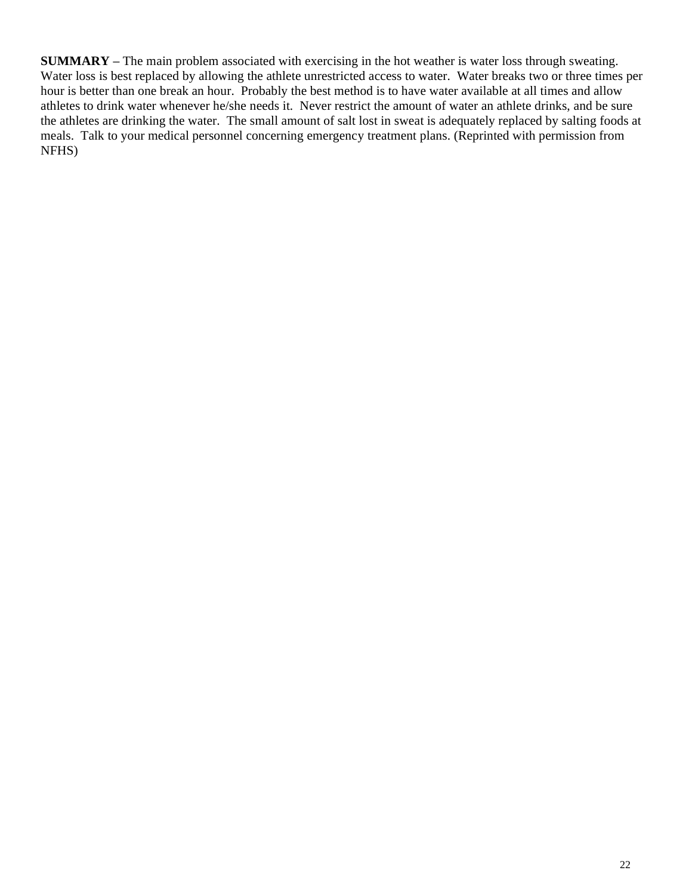**SUMMARY –** The main problem associated with exercising in the hot weather is water loss through sweating. Water loss is best replaced by allowing the athlete unrestricted access to water. Water breaks two or three times per hour is better than one break an hour. Probably the best method is to have water available at all times and allow athletes to drink water whenever he/she needs it. Never restrict the amount of water an athlete drinks, and be sure the athletes are drinking the water. The small amount of salt lost in sweat is adequately replaced by salting foods at meals. Talk to your medical personnel concerning emergency treatment plans. (Reprinted with permission from NFHS)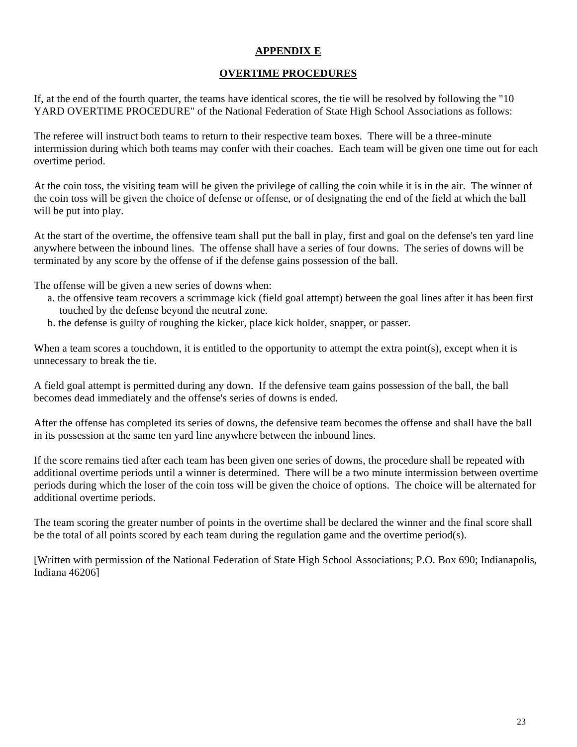## APPENDIX E

## OVERTIME PROCEDURES

If, at the end of the fourth quarter, the teams have identical scores, the tie will be resolved by following the "10 YARD OVERTIME PROCEDURE" of the National Federation of State High School Associations as follows:

The referee will instruct both teams to return to their respective team boxes. There will be a three-minute intermission during which both teams may confer with their coaches. Each team will be given one time out for each overtime period.

At the coin toss, the visiting team will be given the privilege of calling the coin while it is in the air. The winner of the coin toss will be given the choice of defense or offense, or of designating the end of the field at which the ball will be put into play.

At the start of the overtime, the offensive team shall put the ball in play, first and goal on the defense's ten yard line anywhere between the inbound lines. The offense shall have a series of four downs. The series of downs will be terminated by any score by the offense of if the defense gains possession of the ball.

The offense will be given a new series of downs when:

a. the offensive team recovers a scrimmage kick (field goal attempt) between the goal lines after it has been first touched by the defense beyond the neutral zone.
b. the defense is guilty of roughing the kicker, place kick holder, snapper, or passer.

When a team scores a touchdown, it is entitled to the opportunity to attempt the extra point(s), except when it is unnecessary to break the tie.

A field goal attempt is permitted during any down. If the defensive team gains possession of the ball, the ball becomes dead immediately and the offense's series of downs is ended.

After the offense has completed its series of downs, the defensive team becomes the offense and shall have the ball in its possession at the same ten yard line anywhere between the inbound lines.

If the score remains tied after each team has been given one series of downs, the procedure shall be repeated with additional overtime periods until a winner is determined. There will be a two minute intermission between overtime periods during which the loser of the coin toss will be given the choice of options. The choice will be alternated for additional overtime periods.

The team scoring the greater number of points in the overtime shall be declared the winner and the final score shall be the total of all points scored by each team during the regulation game and the overtime period(s).

[Written with permission of the National Federation of State High School Associations; P.O. Box 690; Indianapolis, Indiana 46206]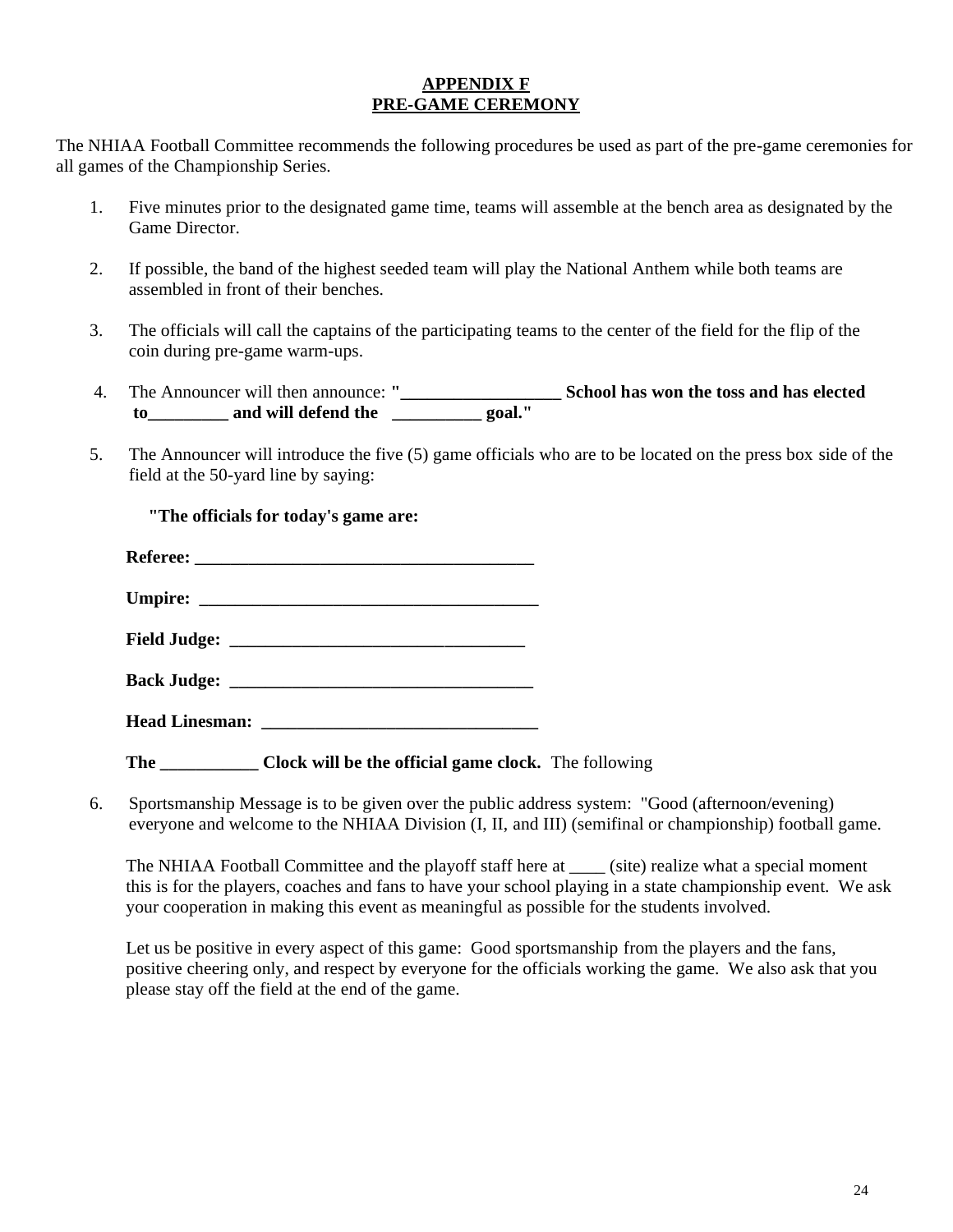**APPENDIX F**
**PRE-GAME CEREMONY**

The NHIAA Football Committee recommends the following procedures be used as part of the pre-game ceremonies for all games of the Championship Series.

1. Five minutes prior to the designated game time, teams will assemble at the bench area as designated by the Game Director.

2. If possible, the band of the highest seeded team will play the National Anthem while both teams are assembled in front of their benches.

3. The officials will call the captains of the participating teams to the center of the field for the flip of the coin during pre-game warm-ups.

4. The Announcer will then announce: **"__________________ School has won the toss and has elected to_________ and will defend the __________ goal."**

5. The Announcer will introduce the five (5) game officials who are to be located on the press box side of the field at the 50-yard line by saying:

   **"The officials for today's game are:**

   **Referee: ______________________________________**

   **Umpire: ______________________________________**

   **Field Judge: _________________________________**

   **Back Judge: __________________________________**

   **Head Linesman: ______________________________**

   **The ___________ Clock will be the official game clock.** The following

6. Sportsmanship Message is to be given over the public address system: "Good (afternoon/evening) everyone and welcome to the NHIAA Division (I, II, and III) (semifinal or championship) football game.

   The NHIAA Football Committee and the playoff staff here at ____ (site) realize what a special moment this is for the players, coaches and fans to have your school playing in a state championship event. We ask your cooperation in making this event as meaningful as possible for the students involved.

   Let us be positive in every aspect of this game: Good sportsmanship from the players and the fans, positive cheering only, and respect by everyone for the officials working the game. We also ask that you please stay off the field at the end of the game.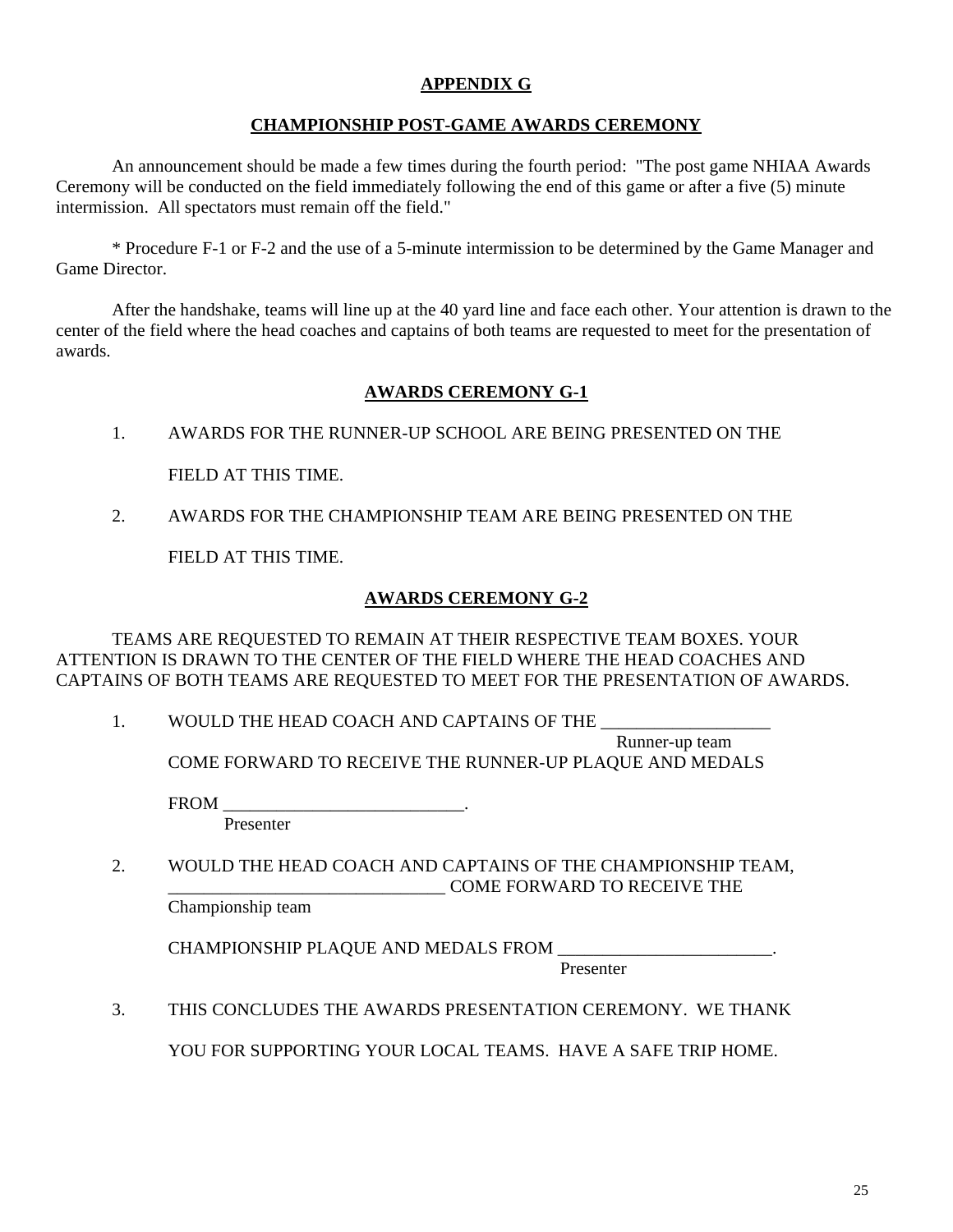## APPENDIX G

## CHAMPIONSHIP POST-GAME AWARDS CEREMONY

An announcement should be made a few times during the fourth period: "The post game NHIAA Awards Ceremony will be conducted on the field immediately following the end of this game or after a five (5) minute intermission. All spectators must remain off the field."

* Procedure F-1 or F-2 and the use of a 5-minute intermission to be determined by the Game Manager and Game Director.

After the handshake, teams will line up at the 40 yard line and face each other. Your attention is drawn to the center of the field where the head coaches and captains of both teams are requested to meet for the presentation of awards.

### AWARDS CEREMONY G-1

1. AWARDS FOR THE RUNNER-UP SCHOOL ARE BEING PRESENTED ON THE FIELD AT THIS TIME.

2. AWARDS FOR THE CHAMPIONSHIP TEAM ARE BEING PRESENTED ON THE FIELD AT THIS TIME.

### AWARDS CEREMONY G-2

TEAMS ARE REQUESTED TO REMAIN AT THEIR RESPECTIVE TEAM BOXES. YOUR ATTENTION IS DRAWN TO THE CENTER OF THE FIELD WHERE THE HEAD COACHES AND CAPTAINS OF BOTH TEAMS ARE REQUESTED TO MEET FOR THE PRESENTATION OF AWARDS.

1. WOULD THE HEAD COACH AND CAPTAINS OF THE ___________________
   Runner-up team
   COME FORWARD TO RECEIVE THE RUNNER-UP PLAQUE AND MEDALS

   FROM ___________________________.
   Presenter

2. WOULD THE HEAD COACH AND CAPTAINS OF THE CHAMPIONSHIP TEAM, _______________________________ COME FORWARD TO RECEIVE THE
   Championship team

   CHAMPIONSHIP PLAQUE AND MEDALS FROM ________________________.
   Presenter

3. THIS CONCLUDES THE AWARDS PRESENTATION CEREMONY. WE THANK YOU FOR SUPPORTING YOUR LOCAL TEAMS. HAVE A SAFE TRIP HOME.